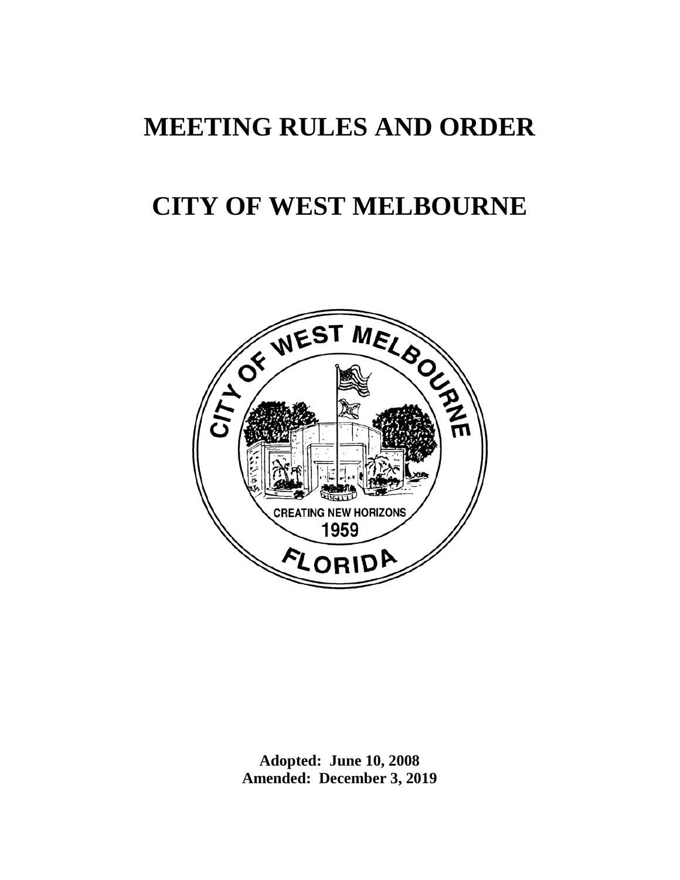# MEETING RULES AND ORDER

# CITY OF WEST MELBOURNE

**Adopted: June 10, 2008**
**Amended: December 3, 2019**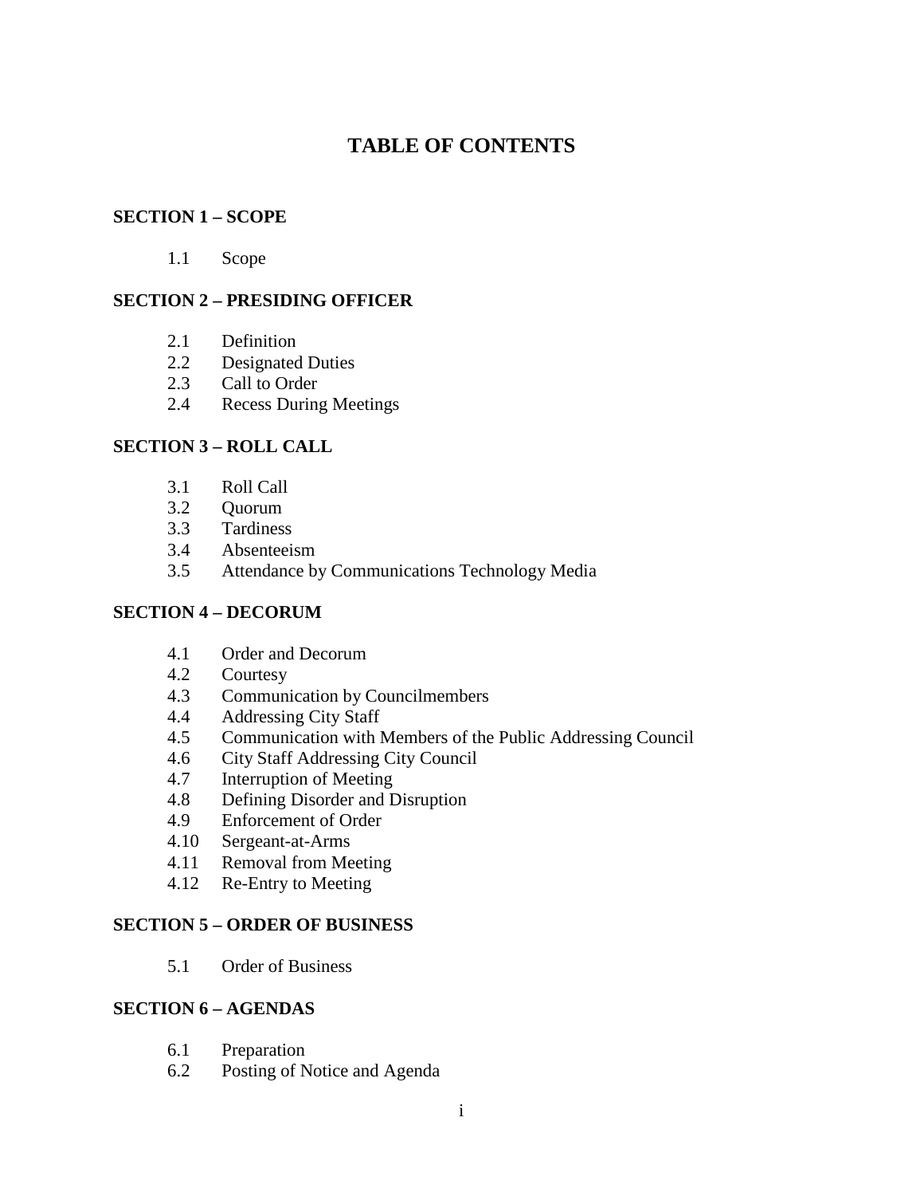# TABLE OF CONTENTS

**SECTION 1 – SCOPE**

1.1 Scope

**SECTION 2 – PRESIDING OFFICER**

2.1 Definition
2.2 Designated Duties
2.3 Call to Order
2.4 Recess During Meetings

**SECTION 3 – ROLL CALL**

3.1 Roll Call
3.2 Quorum
3.3 Tardiness
3.4 Absenteeism
3.5 Attendance by Communications Technology Media

**SECTION 4 – DECORUM**

4.1 Order and Decorum
4.2 Courtesy
4.3 Communication by Councilmembers
4.4 Addressing City Staff
4.5 Communication with Members of the Public Addressing Council
4.6 City Staff Addressing City Council
4.7 Interruption of Meeting
4.8 Defining Disorder and Disruption
4.9 Enforcement of Order
4.10 Sergeant-at-Arms
4.11 Removal from Meeting
4.12 Re-Entry to Meeting

**SECTION 5 – ORDER OF BUSINESS**

5.1 Order of Business

**SECTION 6 – AGENDAS**

6.1 Preparation
6.2 Posting of Notice and Agenda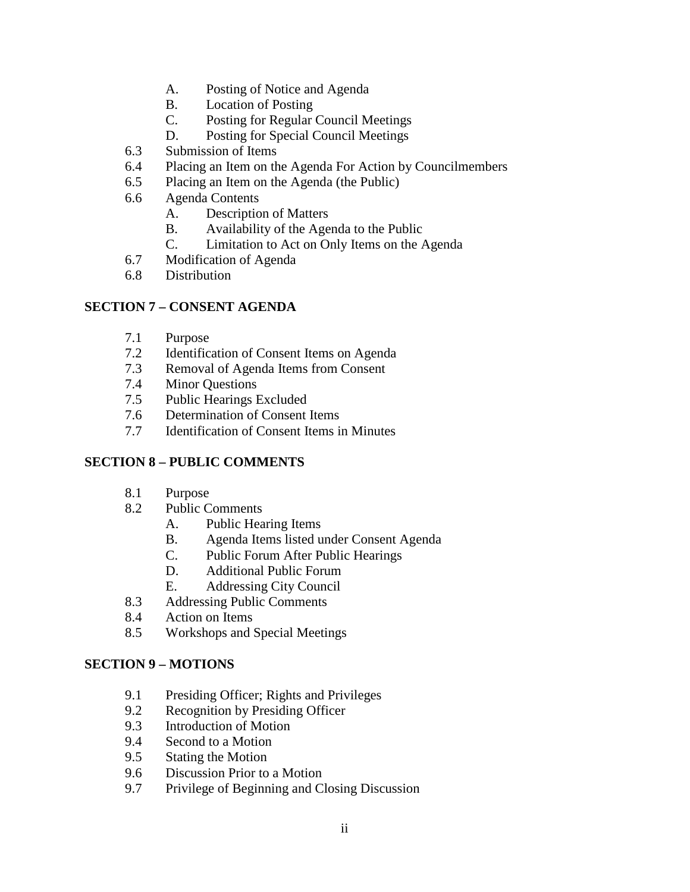- A. Posting of Notice and Agenda
- B. Location of Posting
- C. Posting for Regular Council Meetings
- D. Posting for Special Council Meetings

6.3 Submission of Items

6.4 Placing an Item on the Agenda For Action by Councilmembers

6.5 Placing an Item on the Agenda (the Public)

6.6 Agenda Contents

- A. Description of Matters
- B. Availability of the Agenda to the Public
- C. Limitation to Act on Only Items on the Agenda

6.7 Modification of Agenda

6.8 Distribution

**SECTION 7 – CONSENT AGENDA**

7.1 Purpose

7.2 Identification of Consent Items on Agenda

7.3 Removal of Agenda Items from Consent

7.4 Minor Questions

7.5 Public Hearings Excluded

7.6 Determination of Consent Items

7.7 Identification of Consent Items in Minutes

**SECTION 8 – PUBLIC COMMENTS**

8.1 Purpose

8.2 Public Comments

- A. Public Hearing Items
- B. Agenda Items listed under Consent Agenda
- C. Public Forum After Public Hearings
- D. Additional Public Forum
- E. Addressing City Council

8.3 Addressing Public Comments

8.4 Action on Items

8.5 Workshops and Special Meetings

**SECTION 9 – MOTIONS**

9.1 Presiding Officer; Rights and Privileges

9.2 Recognition by Presiding Officer

9.3 Introduction of Motion

9.4 Second to a Motion

9.5 Stating the Motion

9.6 Discussion Prior to a Motion

9.7 Privilege of Beginning and Closing Discussion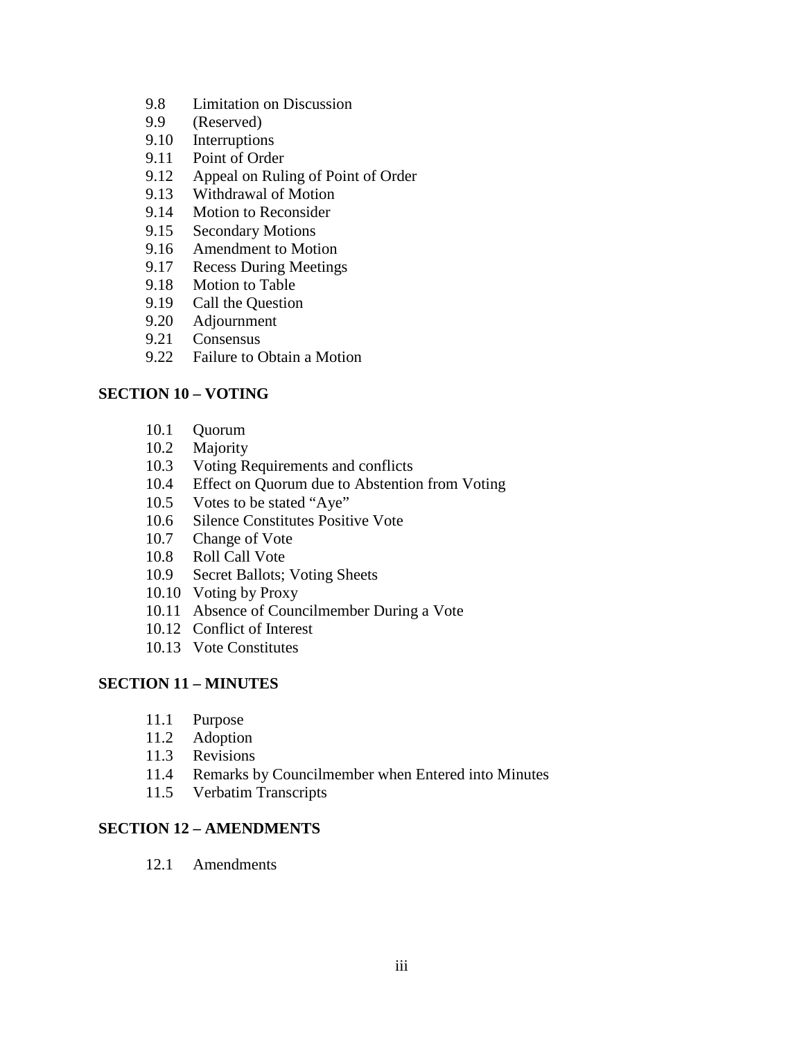- 9.8 Limitation on Discussion
- 9.9 (Reserved)
- 9.10 Interruptions
- 9.11 Point of Order
- 9.12 Appeal on Ruling of Point of Order
- 9.13 Withdrawal of Motion
- 9.14 Motion to Reconsider
- 9.15 Secondary Motions
- 9.16 Amendment to Motion
- 9.17 Recess During Meetings
- 9.18 Motion to Table
- 9.19 Call the Question
- 9.20 Adjournment
- 9.21 Consensus
- 9.22 Failure to Obtain a Motion

**SECTION 10 – VOTING**

- 10.1 Quorum
- 10.2 Majority
- 10.3 Voting Requirements and conflicts
- 10.4 Effect on Quorum due to Abstention from Voting
- 10.5 Votes to be stated "Aye"
- 10.6 Silence Constitutes Positive Vote
- 10.7 Change of Vote
- 10.8 Roll Call Vote
- 10.9 Secret Ballots; Voting Sheets
- 10.10 Voting by Proxy
- 10.11 Absence of Councilmember During a Vote
- 10.12 Conflict of Interest
- 10.13 Vote Constitutes

**SECTION 11 – MINUTES**

- 11.1 Purpose
- 11.2 Adoption
- 11.3 Revisions
- 11.4 Remarks by Councilmember when Entered into Minutes
- 11.5 Verbatim Transcripts

**SECTION 12 – AMENDMENTS**

- 12.1 Amendments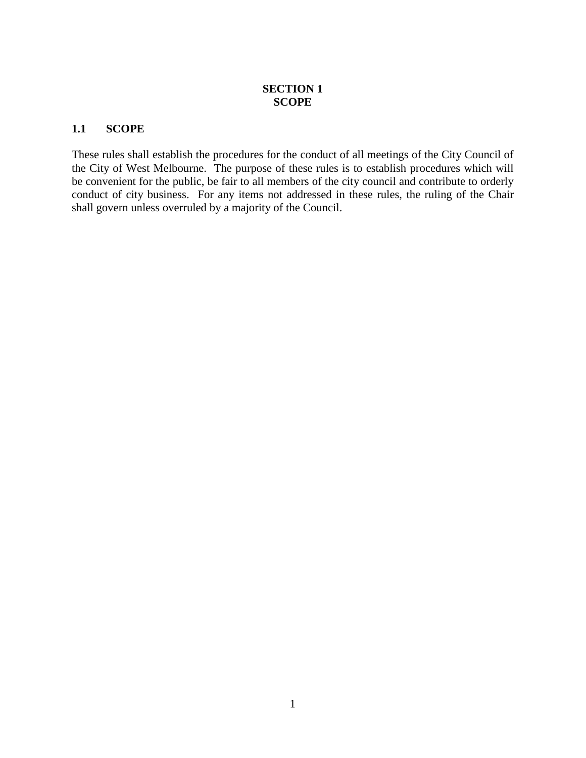# SECTION 1
# SCOPE

## 1.1 SCOPE

These rules shall establish the procedures for the conduct of all meetings of the City Council of the City of West Melbourne. The purpose of these rules is to establish procedures which will be convenient for the public, be fair to all members of the city council and contribute to orderly conduct of city business. For any items not addressed in these rules, the ruling of the Chair shall govern unless overruled by a majority of the Council.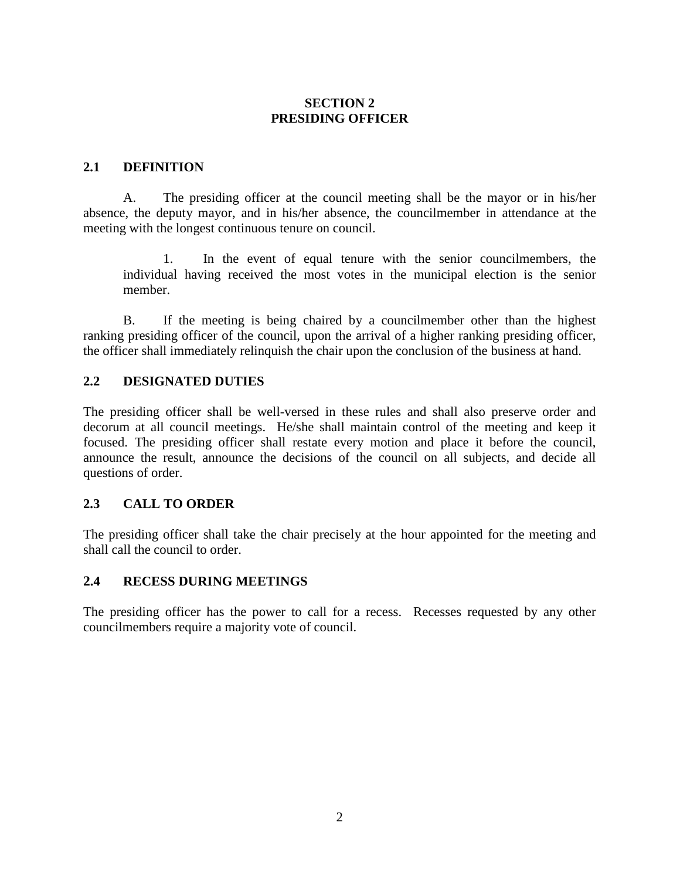# SECTION 2
# PRESIDING OFFICER

## 2.1 DEFINITION

A. The presiding officer at the council meeting shall be the mayor or in his/her absence, the deputy mayor, and in his/her absence, the councilmember in attendance at the meeting with the longest continuous tenure on council.

> 1. In the event of equal tenure with the senior councilmembers, the individual having received the most votes in the municipal election is the senior member.

B. If the meeting is being chaired by a councilmember other than the highest ranking presiding officer of the council, upon the arrival of a higher ranking presiding officer, the officer shall immediately relinquish the chair upon the conclusion of the business at hand.

## 2.2 DESIGNATED DUTIES

The presiding officer shall be well-versed in these rules and shall also preserve order and decorum at all council meetings. He/she shall maintain control of the meeting and keep it focused. The presiding officer shall restate every motion and place it before the council, announce the result, announce the decisions of the council on all subjects, and decide all questions of order.

## 2.3 CALL TO ORDER

The presiding officer shall take the chair precisely at the hour appointed for the meeting and shall call the council to order.

## 2.4 RECESS DURING MEETINGS

The presiding officer has the power to call for a recess. Recesses requested by any other councilmembers require a majority vote of council.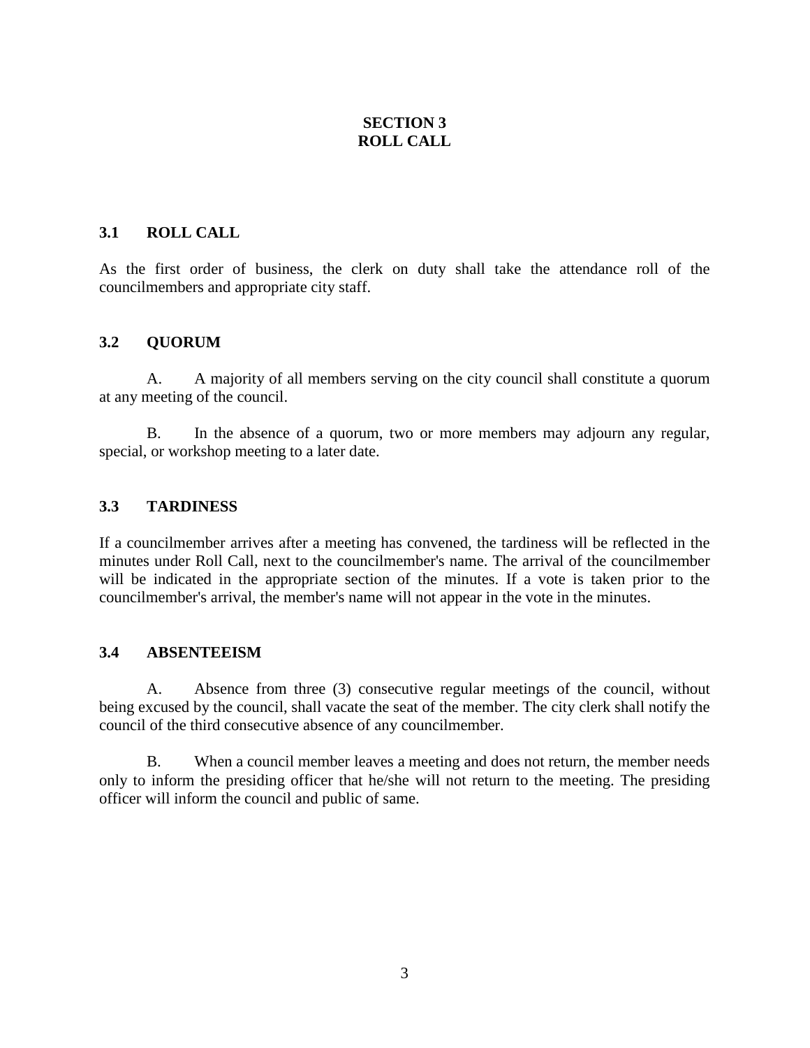# SECTION 3
# ROLL CALL

## 3.1 ROLL CALL

As the first order of business, the clerk on duty shall take the attendance roll of the councilmembers and appropriate city staff.

## 3.2 QUORUM

A. A majority of all members serving on the city council shall constitute a quorum at any meeting of the council.

B. In the absence of a quorum, two or more members may adjourn any regular, special, or workshop meeting to a later date.

## 3.3 TARDINESS

If a councilmember arrives after a meeting has convened, the tardiness will be reflected in the minutes under Roll Call, next to the councilmember's name. The arrival of the councilmember will be indicated in the appropriate section of the minutes. If a vote is taken prior to the councilmember's arrival, the member's name will not appear in the vote in the minutes.

## 3.4 ABSENTEEISM

A. Absence from three (3) consecutive regular meetings of the council, without being excused by the council, shall vacate the seat of the member. The city clerk shall notify the council of the third consecutive absence of any councilmember.

B. When a council member leaves a meeting and does not return, the member needs only to inform the presiding officer that he/she will not return to the meeting. The presiding officer will inform the council and public of same.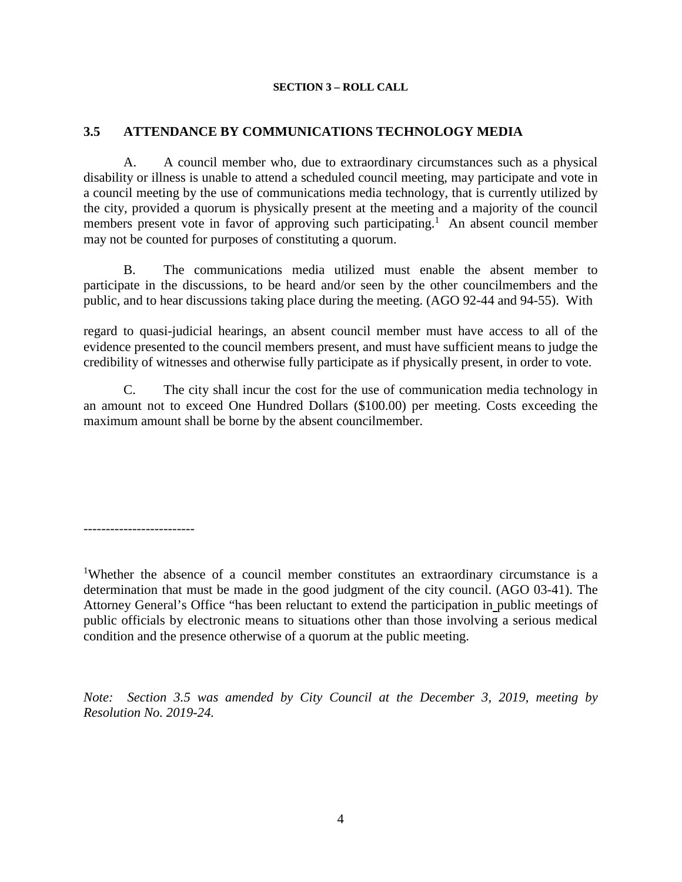**SECTION 3 – ROLL CALL**

### 3.5 ATTENDANCE BY COMMUNICATIONS TECHNOLOGY MEDIA

A. A council member who, due to extraordinary circumstances such as a physical disability or illness is unable to attend a scheduled council meeting, may participate and vote in a council meeting by the use of communications media technology, that is currently utilized by the city, provided a quorum is physically present at the meeting and a majority of the council members present vote in favor of approving such participating.[1] An absent council member may not be counted for purposes of constituting a quorum.

B. The communications media utilized must enable the absent member to participate in the discussions, to be heard and/or seen by the other councilmembers and the public, and to hear discussions taking place during the meeting. (AGO 92-44 and 94-55). With regard to quasi-judicial hearings, an absent council member must have access to all of the evidence presented to the council members present, and must have sufficient means to judge the credibility of witnesses and otherwise fully participate as if physically present, in order to vote.

C. The city shall incur the cost for the use of communication media technology in an amount not to exceed One Hundred Dollars ($100.00) per meeting. Costs exceeding the maximum amount shall be borne by the absent councilmember.

-------------------------

[1]Whether the absence of a council member constitutes an extraordinary circumstance is a determination that must be made in the good judgment of the city council. (AGO 03-41). The Attorney General's Office "has been reluctant to extend the participation in public meetings of public officials by electronic means to situations other than those involving a serious medical condition and the presence otherwise of a quorum at the public meeting.

*Note: Section 3.5 was amended by City Council at the December 3, 2019, meeting by Resolution No. 2019-24.*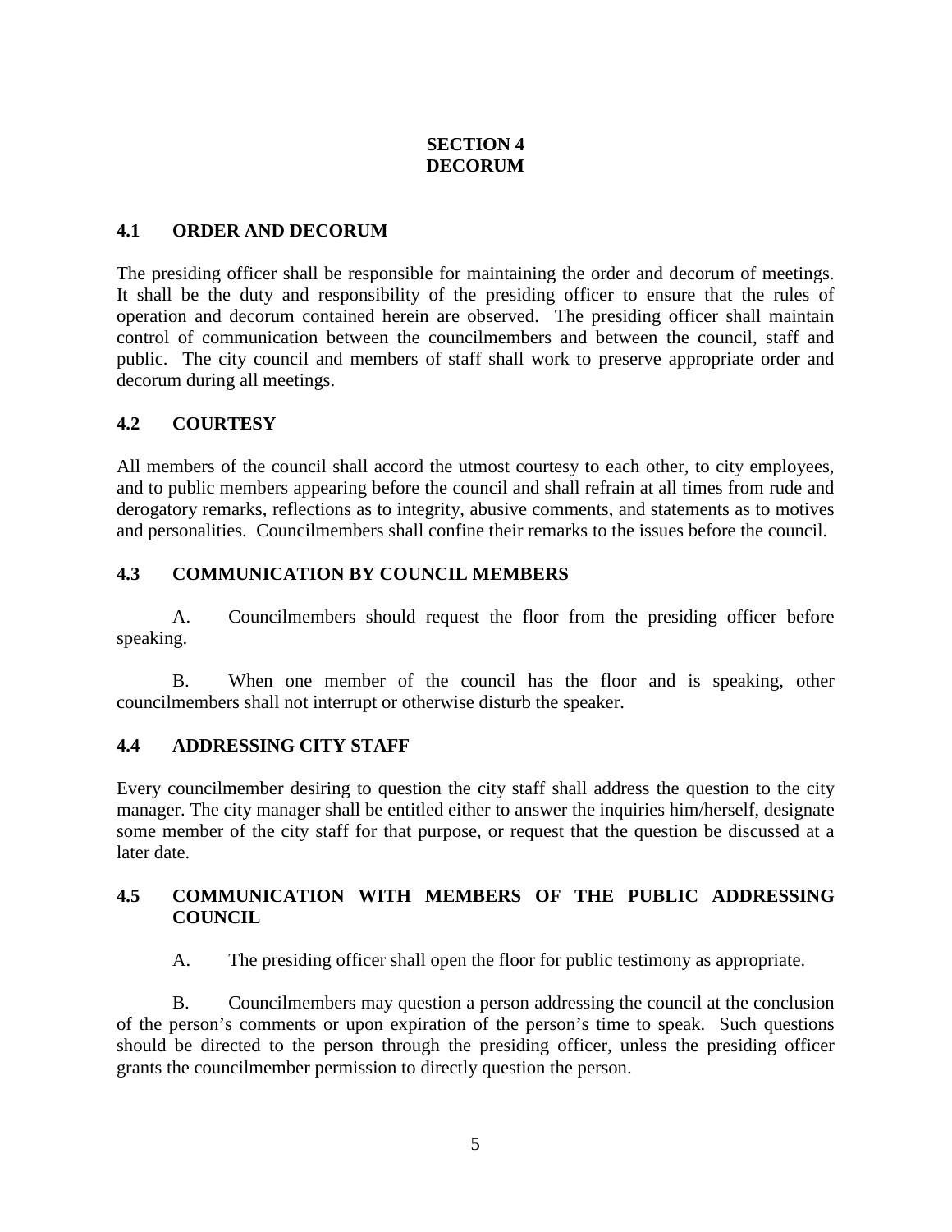# SECTION 4
# DECORUM

## 4.1 ORDER AND DECORUM

The presiding officer shall be responsible for maintaining the order and decorum of meetings. It shall be the duty and responsibility of the presiding officer to ensure that the rules of operation and decorum contained herein are observed. The presiding officer shall maintain control of communication between the councilmembers and between the council, staff and public. The city council and members of staff shall work to preserve appropriate order and decorum during all meetings.

## 4.2 COURTESY

All members of the council shall accord the utmost courtesy to each other, to city employees, and to public members appearing before the council and shall refrain at all times from rude and derogatory remarks, reflections as to integrity, abusive comments, and statements as to motives and personalities. Councilmembers shall confine their remarks to the issues before the council.

## 4.3 COMMUNICATION BY COUNCIL MEMBERS

A. Councilmembers should request the floor from the presiding officer before speaking.

B. When one member of the council has the floor and is speaking, other councilmembers shall not interrupt or otherwise disturb the speaker.

## 4.4 ADDRESSING CITY STAFF

Every councilmember desiring to question the city staff shall address the question to the city manager. The city manager shall be entitled either to answer the inquiries him/herself, designate some member of the city staff for that purpose, or request that the question be discussed at a later date.

## 4.5 COMMUNICATION WITH MEMBERS OF THE PUBLIC ADDRESSING COUNCIL

A. The presiding officer shall open the floor for public testimony as appropriate.

B. Councilmembers may question a person addressing the council at the conclusion of the person's comments or upon expiration of the person's time to speak. Such questions should be directed to the person through the presiding officer, unless the presiding officer grants the councilmember permission to directly question the person.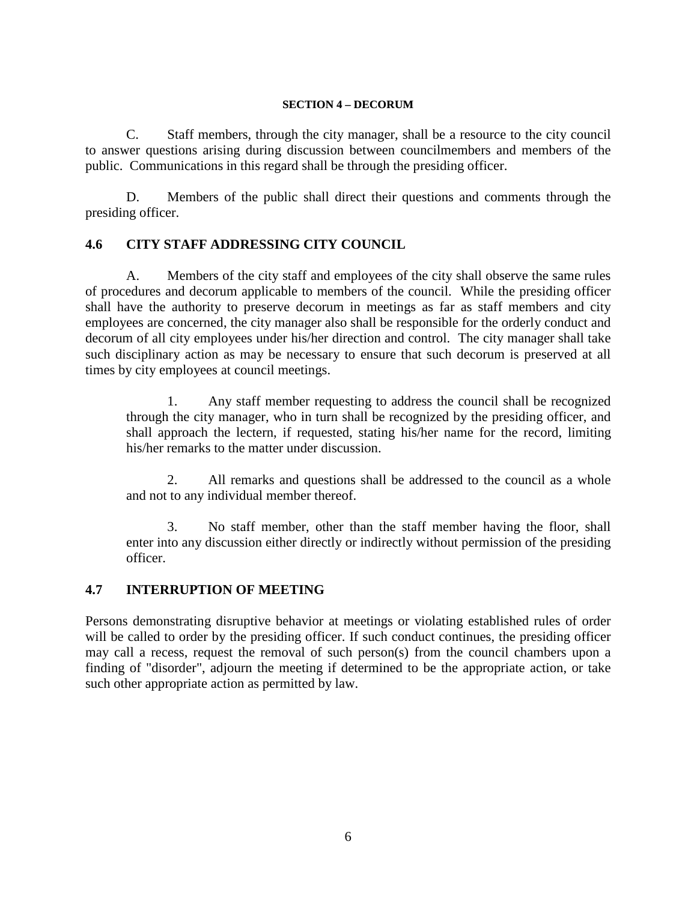C. Staff members, through the city manager, shall be a resource to the city council to answer questions arising during discussion between councilmembers and members of the public. Communications in this regard shall be through the presiding officer.

D. Members of the public shall direct their questions and comments through the presiding officer.

## 4.6 CITY STAFF ADDRESSING CITY COUNCIL

A. Members of the city staff and employees of the city shall observe the same rules of procedures and decorum applicable to members of the council. While the presiding officer shall have the authority to preserve decorum in meetings as far as staff members and city employees are concerned, the city manager also shall be responsible for the orderly conduct and decorum of all city employees under his/her direction and control. The city manager shall take such disciplinary action as may be necessary to ensure that such decorum is preserved at all times by city employees at council meetings.

1. Any staff member requesting to address the council shall be recognized through the city manager, who in turn shall be recognized by the presiding officer, and shall approach the lectern, if requested, stating his/her name for the record, limiting his/her remarks to the matter under discussion.

2. All remarks and questions shall be addressed to the council as a whole and not to any individual member thereof.

3. No staff member, other than the staff member having the floor, shall enter into any discussion either directly or indirectly without permission of the presiding officer.

## 4.7 INTERRUPTION OF MEETING

Persons demonstrating disruptive behavior at meetings or violating established rules of order will be called to order by the presiding officer. If such conduct continues, the presiding officer may call a recess, request the removal of such person(s) from the council chambers upon a finding of "disorder", adjourn the meeting if determined to be the appropriate action, or take such other appropriate action as permitted by law.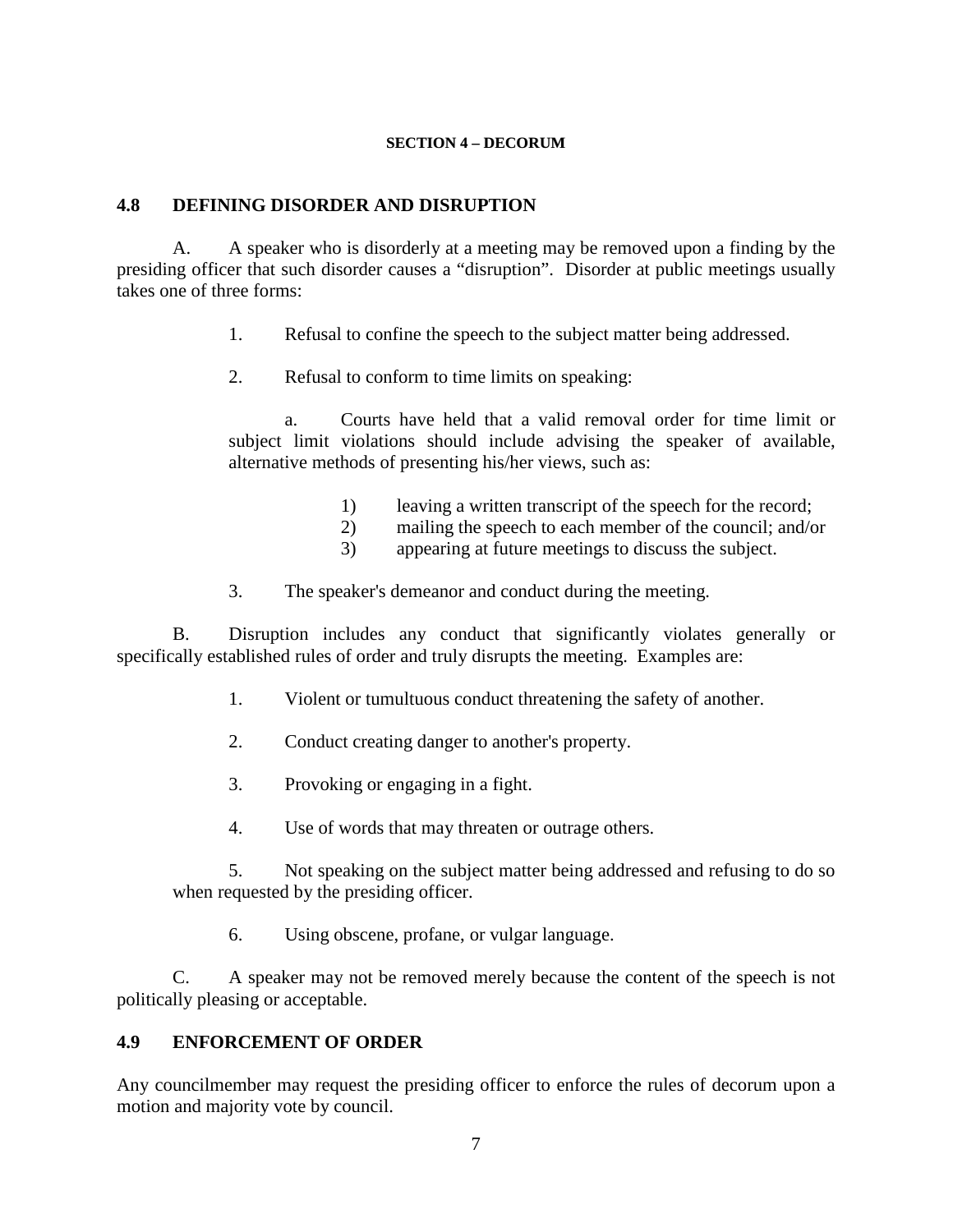# SECTION 4 – DECORUM

## 4.8 DEFINING DISORDER AND DISRUPTION

A. A speaker who is disorderly at a meeting may be removed upon a finding by the presiding officer that such disorder causes a "disruption". Disorder at public meetings usually takes one of three forms:

1. Refusal to confine the speech to the subject matter being addressed.

2. Refusal to conform to time limits on speaking:

   a. Courts have held that a valid removal order for time limit or subject limit violations should include advising the speaker of available, alternative methods of presenting his/her views, such as:

      1) leaving a written transcript of the speech for the record;
      2) mailing the speech to each member of the council; and/or
      3) appearing at future meetings to discuss the subject.

3. The speaker's demeanor and conduct during the meeting.

B. Disruption includes any conduct that significantly violates generally or specifically established rules of order and truly disrupts the meeting. Examples are:

1. Violent or tumultuous conduct threatening the safety of another.

2. Conduct creating danger to another's property.

3. Provoking or engaging in a fight.

4. Use of words that may threaten or outrage others.

5. Not speaking on the subject matter being addressed and refusing to do so when requested by the presiding officer.

6. Using obscene, profane, or vulgar language.

C. A speaker may not be removed merely because the content of the speech is not politically pleasing or acceptable.

## 4.9 ENFORCEMENT OF ORDER

Any councilmember may request the presiding officer to enforce the rules of decorum upon a motion and majority vote by council.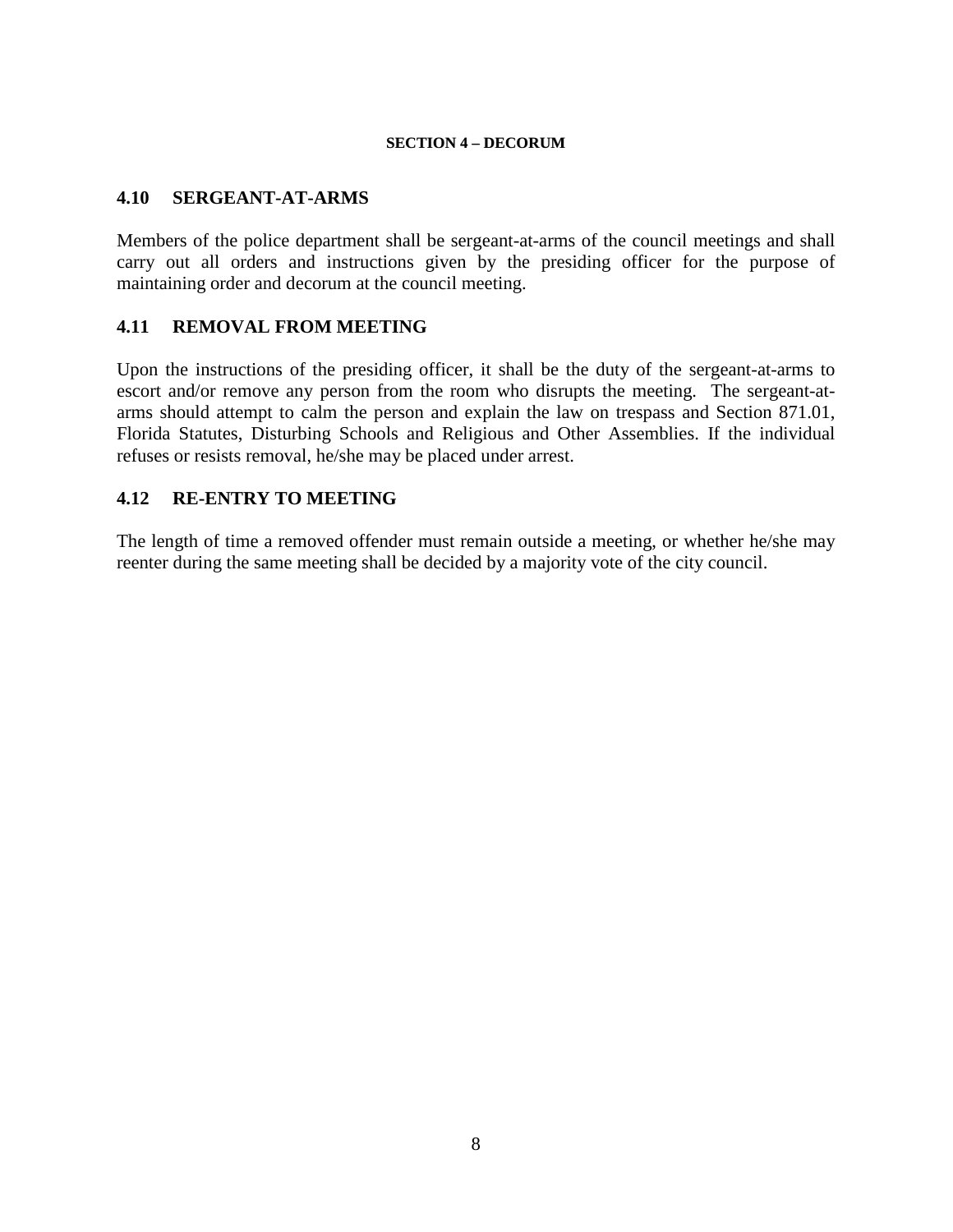#### SECTION 4 – DECORUM

### 4.10 SERGEANT-AT-ARMS

Members of the police department shall be sergeant-at-arms of the council meetings and shall carry out all orders and instructions given by the presiding officer for the purpose of maintaining order and decorum at the council meeting.

### 4.11 REMOVAL FROM MEETING

Upon the instructions of the presiding officer, it shall be the duty of the sergeant-at-arms to escort and/or remove any person from the room who disrupts the meeting. The sergeant-at-arms should attempt to calm the person and explain the law on trespass and Section 871.01, Florida Statutes, Disturbing Schools and Religious and Other Assemblies. If the individual refuses or resists removal, he/she may be placed under arrest.

### 4.12 RE-ENTRY TO MEETING

The length of time a removed offender must remain outside a meeting, or whether he/she may reenter during the same meeting shall be decided by a majority vote of the city council.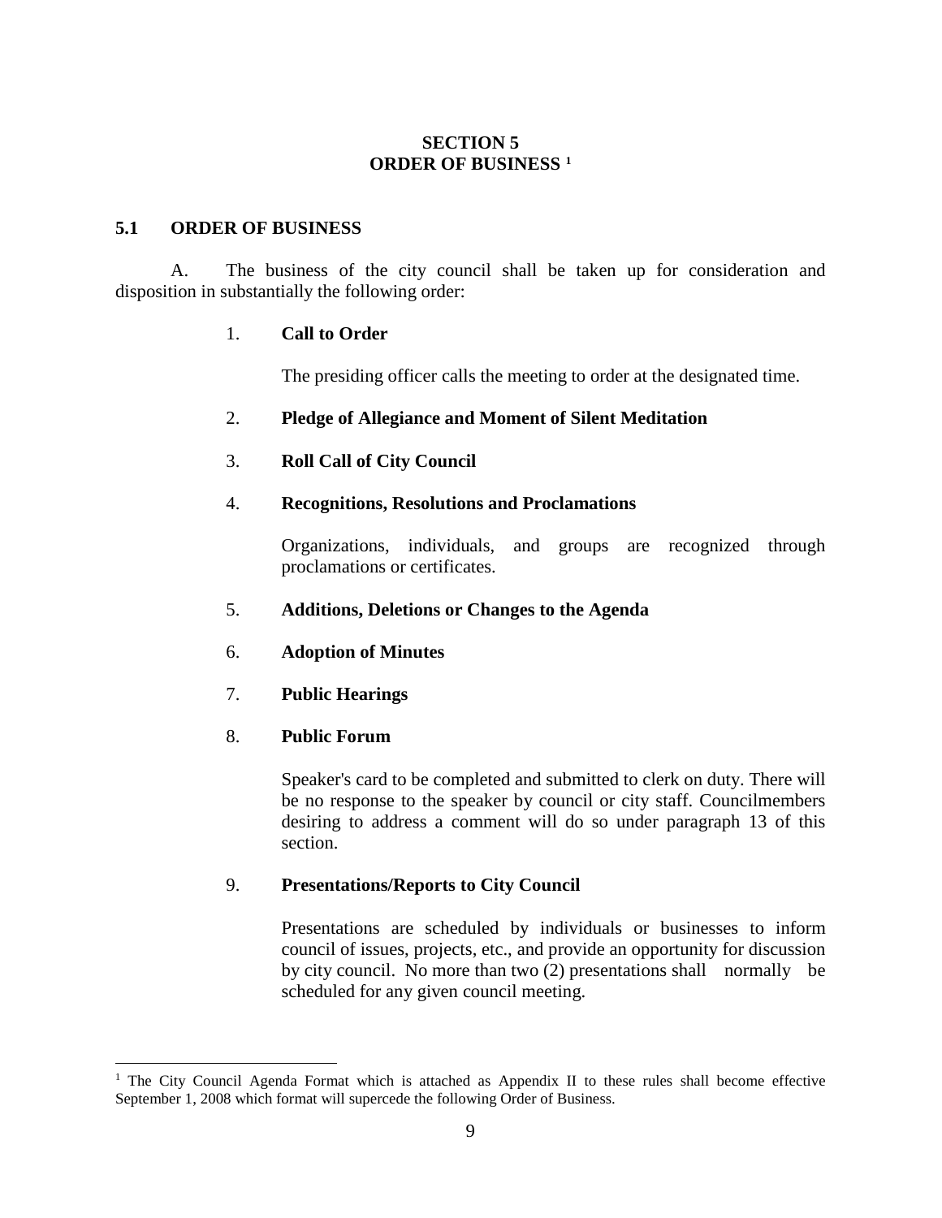# SECTION 5
# ORDER OF BUSINESS [1]

## 5.1 ORDER OF BUSINESS

A. The business of the city council shall be taken up for consideration and disposition in substantially the following order:

1. **Call to Order**

   The presiding officer calls the meeting to order at the designated time.

2. **Pledge of Allegiance and Moment of Silent Meditation**

3. **Roll Call of City Council**

4. **Recognitions, Resolutions and Proclamations**

   Organizations, individuals, and groups are recognized through proclamations or certificates.

5. **Additions, Deletions or Changes to the Agenda**

6. **Adoption of Minutes**

7. **Public Hearings**

8. **Public Forum**

   Speaker's card to be completed and submitted to clerk on duty. There will be no response to the speaker by council or city staff. Councilmembers desiring to address a comment will do so under paragraph 13 of this section.

9. **Presentations/Reports to City Council**

   Presentations are scheduled by individuals or businesses to inform council of issues, projects, etc., and provide an opportunity for discussion by city council. No more than two (2) presentations shall normally be scheduled for any given council meeting.

---

[1] The City Council Agenda Format which is attached as Appendix II to these rules shall become effective September 1, 2008 which format will supercede the following Order of Business.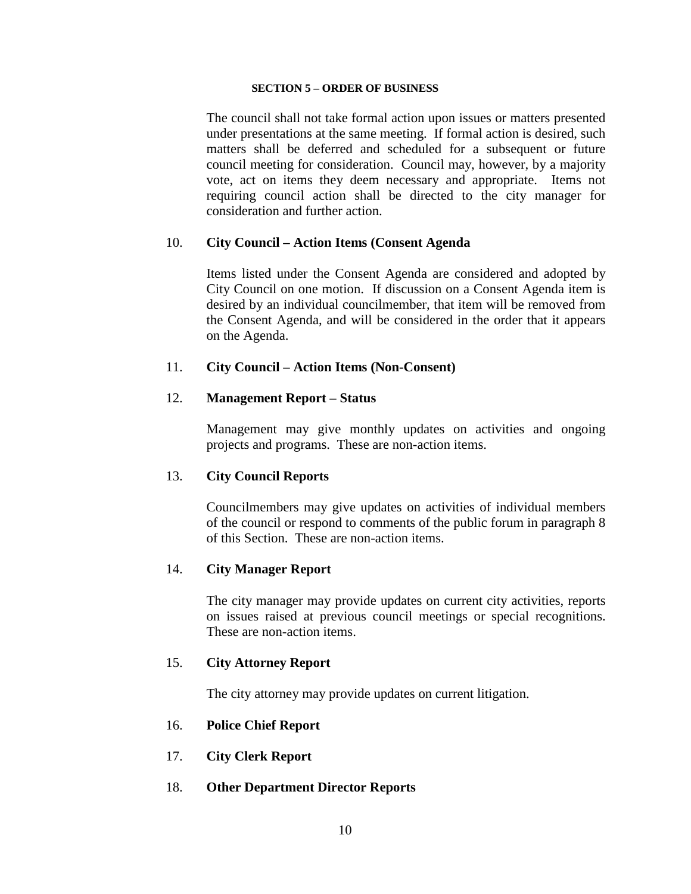**SECTION 5 – ORDER OF BUSINESS**

The council shall not take formal action upon issues or matters presented under presentations at the same meeting. If formal action is desired, such matters shall be deferred and scheduled for a subsequent or future council meeting for consideration. Council may, however, by a majority vote, act on items they deem necessary and appropriate. Items not requiring council action shall be directed to the city manager for consideration and further action.

10. **City Council – Action Items (Consent Agenda**

    Items listed under the Consent Agenda are considered and adopted by City Council on one motion. If discussion on a Consent Agenda item is desired by an individual councilmember, that item will be removed from the Consent Agenda, and will be considered in the order that it appears on the Agenda.

11. **City Council – Action Items (Non-Consent)**

12. **Management Report – Status**

    Management may give monthly updates on activities and ongoing projects and programs. These are non-action items.

13. **City Council Reports**

    Councilmembers may give updates on activities of individual members of the council or respond to comments of the public forum in paragraph 8 of this Section. These are non-action items.

14. **City Manager Report**

    The city manager may provide updates on current city activities, reports on issues raised at previous council meetings or special recognitions. These are non-action items.

15. **City Attorney Report**

    The city attorney may provide updates on current litigation.

16. **Police Chief Report**

17. **City Clerk Report**

18. **Other Department Director Reports**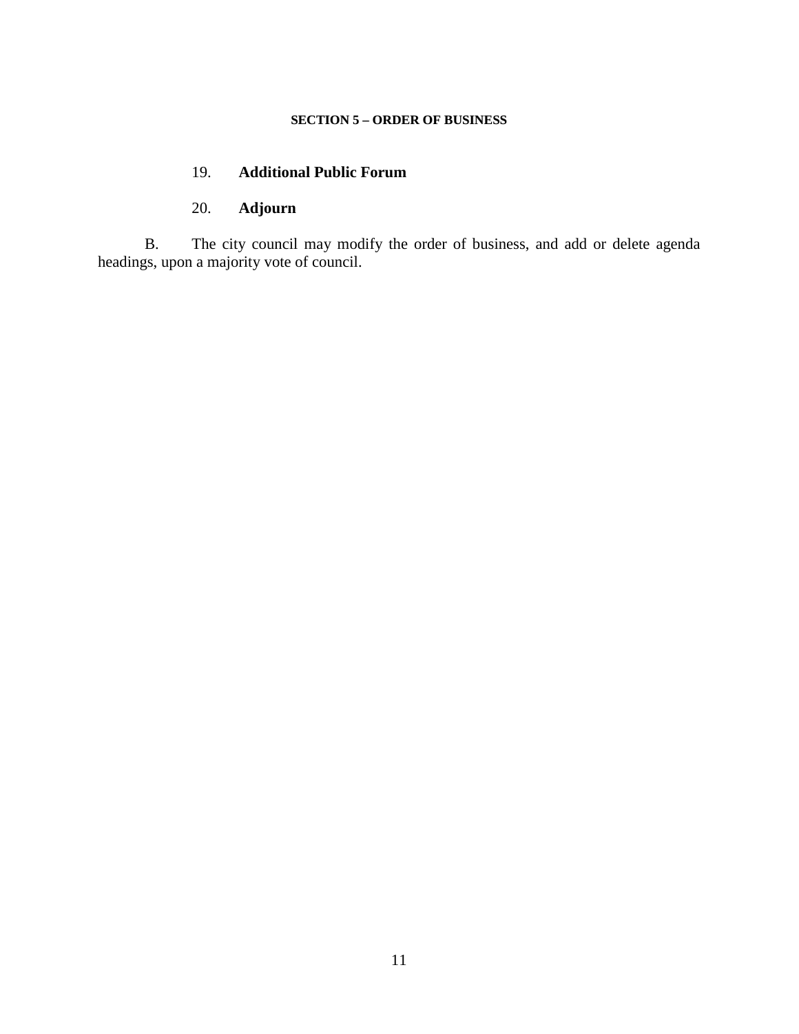**SECTION 5 – ORDER OF BUSINESS**

19. **Additional Public Forum**

20. **Adjourn**

B. The city council may modify the order of business, and add or delete agenda headings, upon a majority vote of council.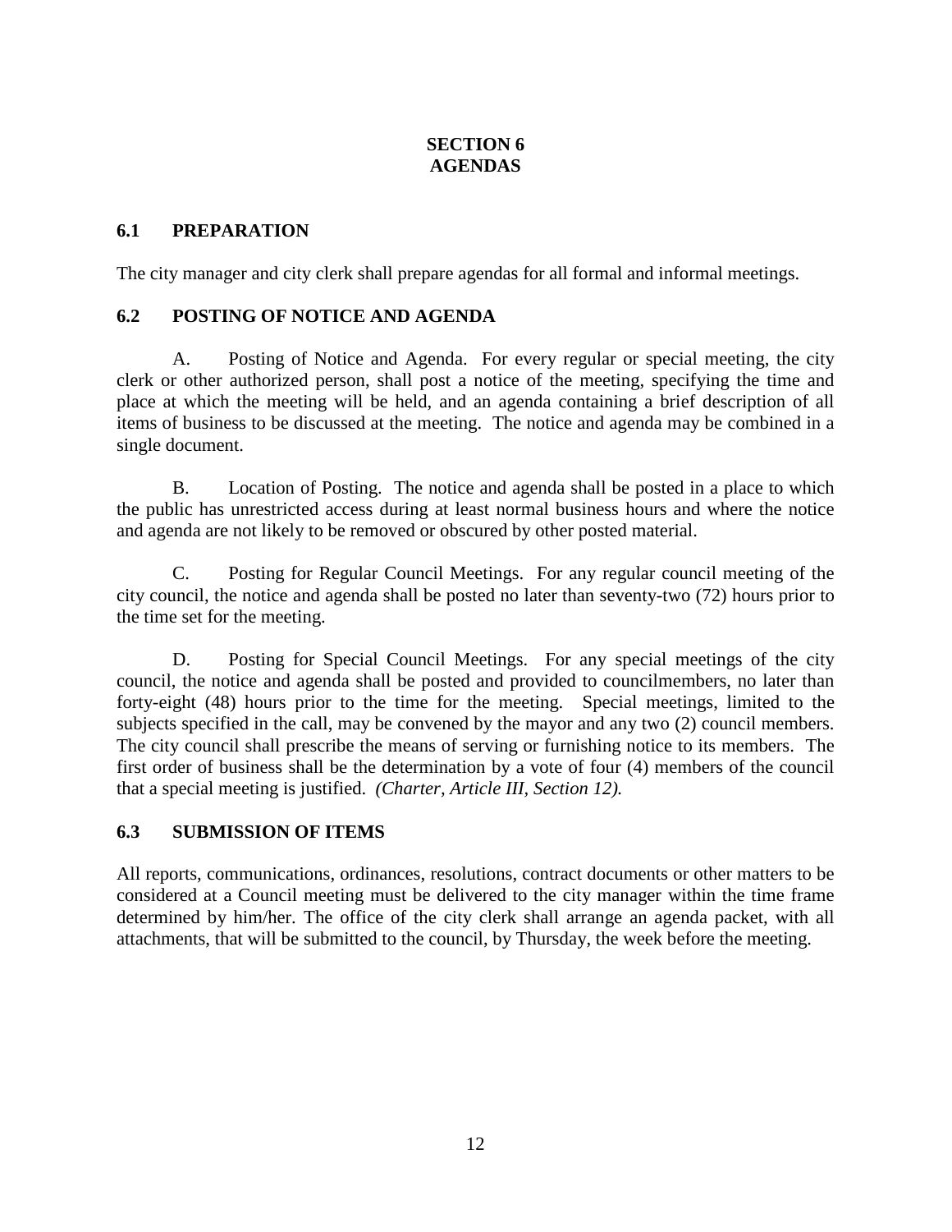# SECTION 6
# AGENDAS

## 6.1 PREPARATION

The city manager and city clerk shall prepare agendas for all formal and informal meetings.

## 6.2 POSTING OF NOTICE AND AGENDA

A. Posting of Notice and Agenda. For every regular or special meeting, the city clerk or other authorized person, shall post a notice of the meeting, specifying the time and place at which the meeting will be held, and an agenda containing a brief description of all items of business to be discussed at the meeting. The notice and agenda may be combined in a single document.

B. Location of Posting. The notice and agenda shall be posted in a place to which the public has unrestricted access during at least normal business hours and where the notice and agenda are not likely to be removed or obscured by other posted material.

C. Posting for Regular Council Meetings. For any regular council meeting of the city council, the notice and agenda shall be posted no later than seventy-two (72) hours prior to the time set for the meeting.

D. Posting for Special Council Meetings. For any special meetings of the city council, the notice and agenda shall be posted and provided to councilmembers, no later than forty-eight (48) hours prior to the time for the meeting. Special meetings, limited to the subjects specified in the call, may be convened by the mayor and any two (2) council members. The city council shall prescribe the means of serving or furnishing notice to its members. The first order of business shall be the determination by a vote of four (4) members of the council that a special meeting is justified. *(Charter, Article III, Section 12).*

## 6.3 SUBMISSION OF ITEMS

All reports, communications, ordinances, resolutions, contract documents or other matters to be considered at a Council meeting must be delivered to the city manager within the time frame determined by him/her. The office of the city clerk shall arrange an agenda packet, with all attachments, that will be submitted to the council, by Thursday, the week before the meeting.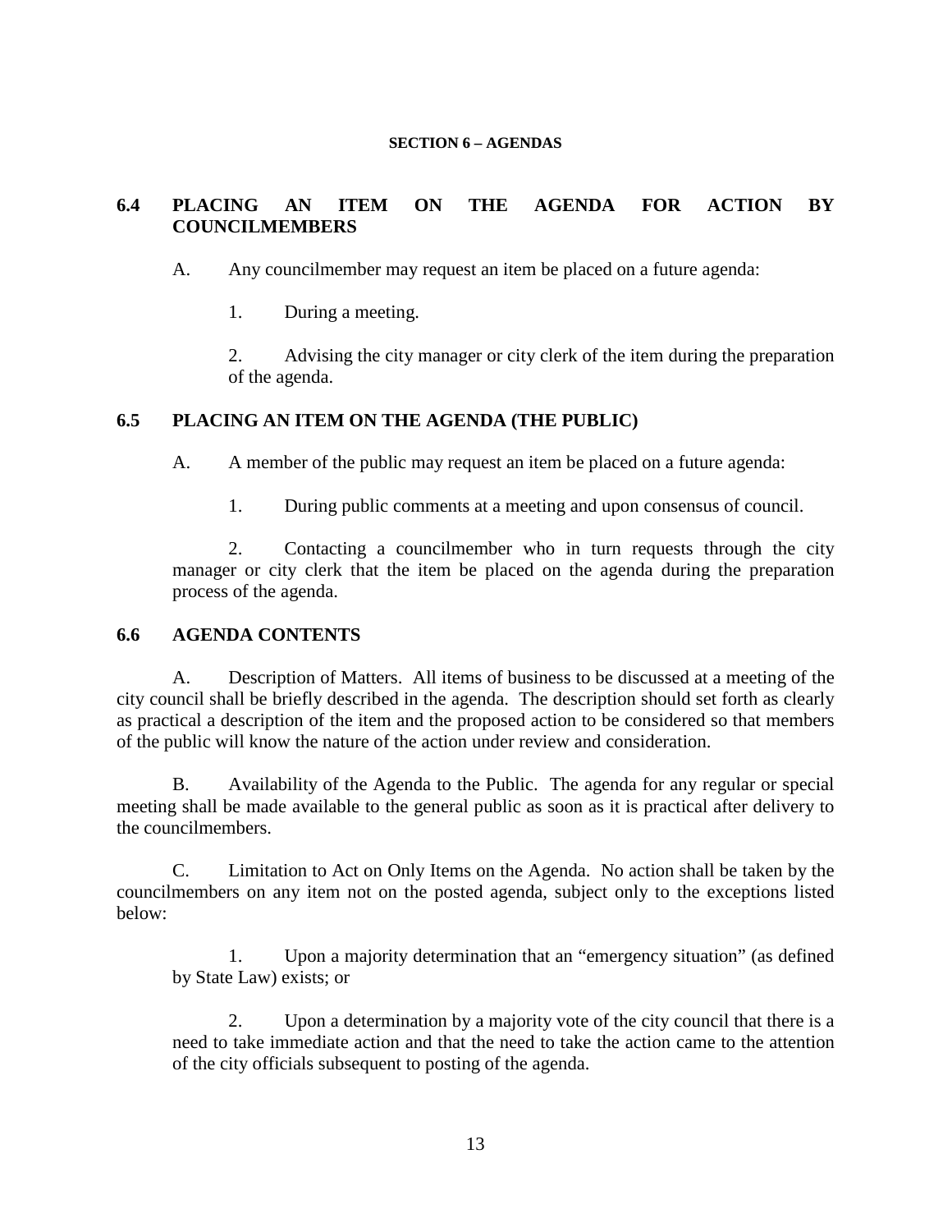**SECTION 6 – AGENDAS**

## 6.4 PLACING AN ITEM ON THE AGENDA FOR ACTION BY COUNCILMEMBERS

A. Any councilmember may request an item be placed on a future agenda:

1. During a meeting.

2. Advising the city manager or city clerk of the item during the preparation of the agenda.

## 6.5 PLACING AN ITEM ON THE AGENDA (THE PUBLIC)

A. A member of the public may request an item be placed on a future agenda:

1. During public comments at a meeting and upon consensus of council.

2. Contacting a councilmember who in turn requests through the city manager or city clerk that the item be placed on the agenda during the preparation process of the agenda.

## 6.6 AGENDA CONTENTS

A. Description of Matters. All items of business to be discussed at a meeting of the city council shall be briefly described in the agenda. The description should set forth as clearly as practical a description of the item and the proposed action to be considered so that members of the public will know the nature of the action under review and consideration.

B. Availability of the Agenda to the Public. The agenda for any regular or special meeting shall be made available to the general public as soon as it is practical after delivery to the councilmembers.

C. Limitation to Act on Only Items on the Agenda. No action shall be taken by the councilmembers on any item not on the posted agenda, subject only to the exceptions listed below:

1. Upon a majority determination that an "emergency situation" (as defined by State Law) exists; or

2. Upon a determination by a majority vote of the city council that there is a need to take immediate action and that the need to take the action came to the attention of the city officials subsequent to posting of the agenda.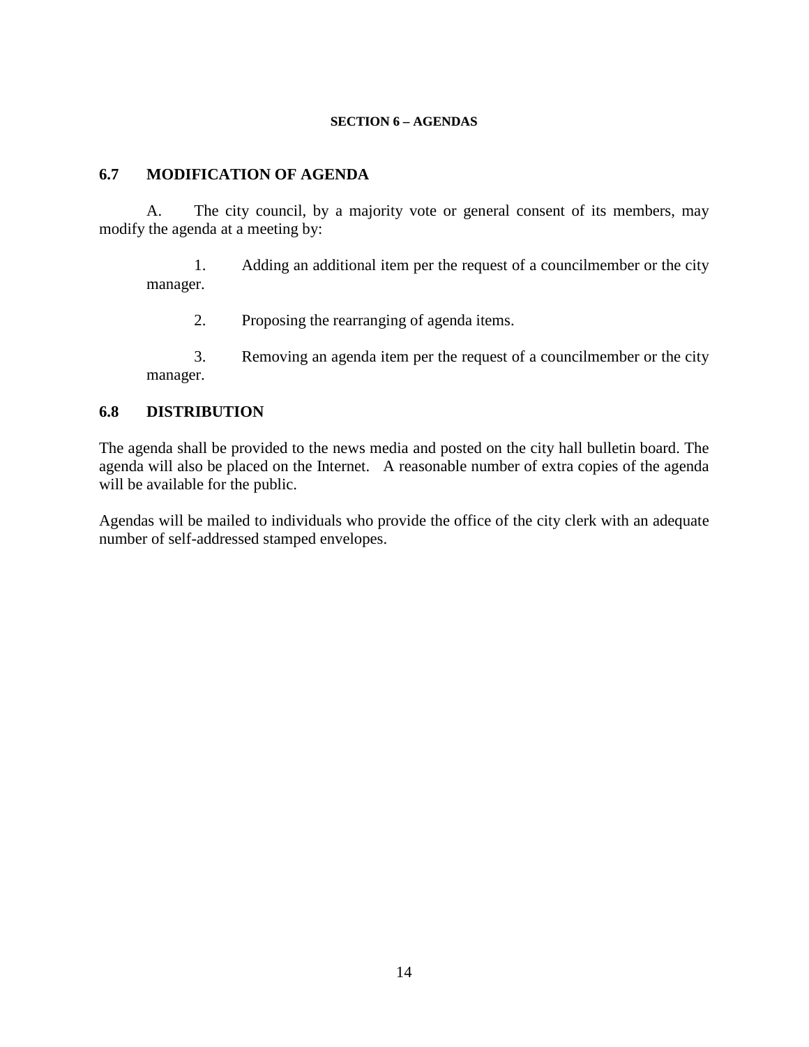**SECTION 6 – AGENDAS**

## 6.7 MODIFICATION OF AGENDA

A. The city council, by a majority vote or general consent of its members, may modify the agenda at a meeting by:

1. Adding an additional item per the request of a councilmember or the city manager.

2. Proposing the rearranging of agenda items.

3. Removing an agenda item per the request of a councilmember or the city manager.

## 6.8 DISTRIBUTION

The agenda shall be provided to the news media and posted on the city hall bulletin board. The agenda will also be placed on the Internet. A reasonable number of extra copies of the agenda will be available for the public.

Agendas will be mailed to individuals who provide the office of the city clerk with an adequate number of self-addressed stamped envelopes.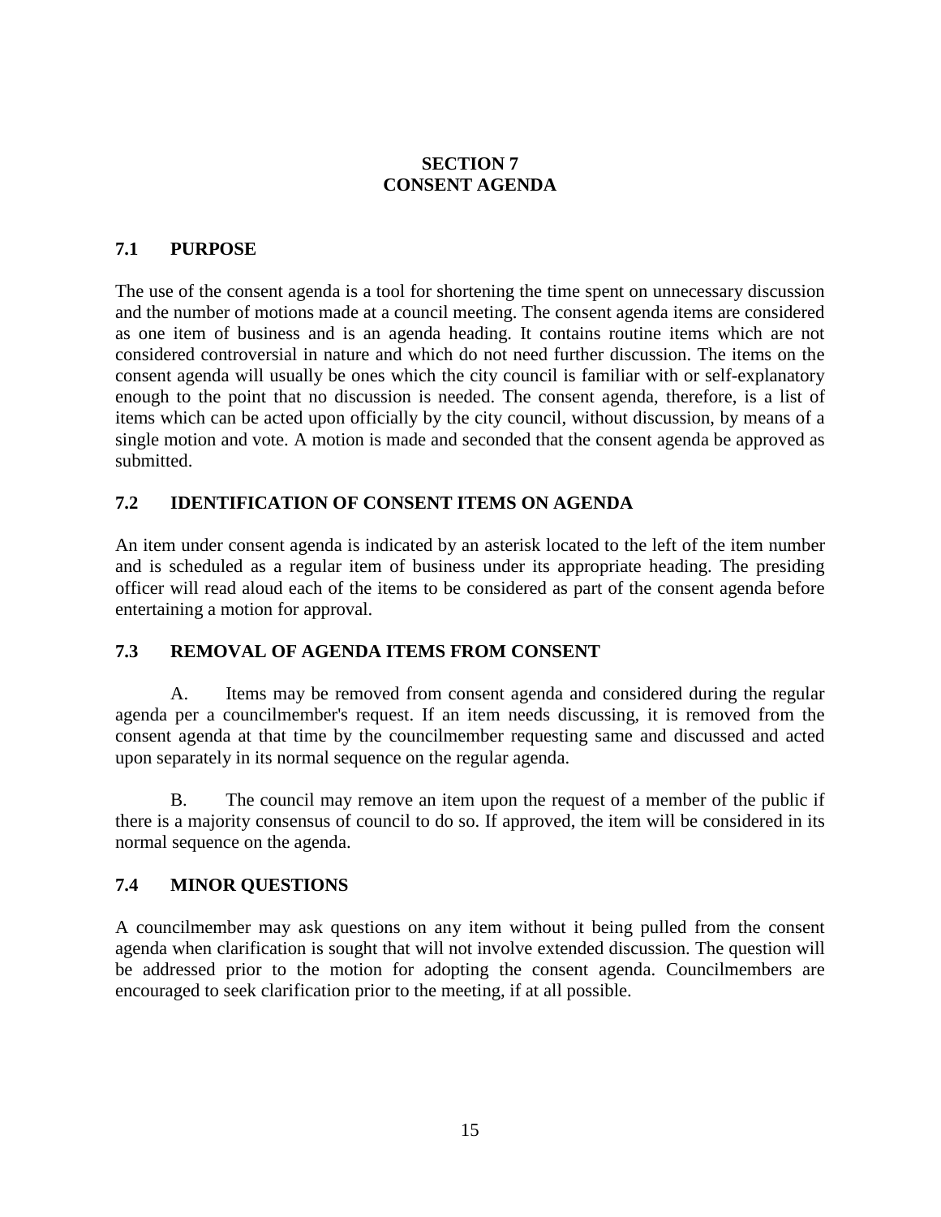# SECTION 7
# CONSENT AGENDA

## 7.1 PURPOSE

The use of the consent agenda is a tool for shortening the time spent on unnecessary discussion and the number of motions made at a council meeting. The consent agenda items are considered as one item of business and is an agenda heading. It contains routine items which are not considered controversial in nature and which do not need further discussion. The items on the consent agenda will usually be ones which the city council is familiar with or self-explanatory enough to the point that no discussion is needed. The consent agenda, therefore, is a list of items which can be acted upon officially by the city council, without discussion, by means of a single motion and vote. A motion is made and seconded that the consent agenda be approved as submitted.

## 7.2 IDENTIFICATION OF CONSENT ITEMS ON AGENDA

An item under consent agenda is indicated by an asterisk located to the left of the item number and is scheduled as a regular item of business under its appropriate heading. The presiding officer will read aloud each of the items to be considered as part of the consent agenda before entertaining a motion for approval.

## 7.3 REMOVAL OF AGENDA ITEMS FROM CONSENT

A. Items may be removed from consent agenda and considered during the regular agenda per a councilmember's request. If an item needs discussing, it is removed from the consent agenda at that time by the councilmember requesting same and discussed and acted upon separately in its normal sequence on the regular agenda.

B. The council may remove an item upon the request of a member of the public if there is a majority consensus of council to do so. If approved, the item will be considered in its normal sequence on the agenda.

## 7.4 MINOR QUESTIONS

A councilmember may ask questions on any item without it being pulled from the consent agenda when clarification is sought that will not involve extended discussion. The question will be addressed prior to the motion for adopting the consent agenda. Councilmembers are encouraged to seek clarification prior to the meeting, if at all possible.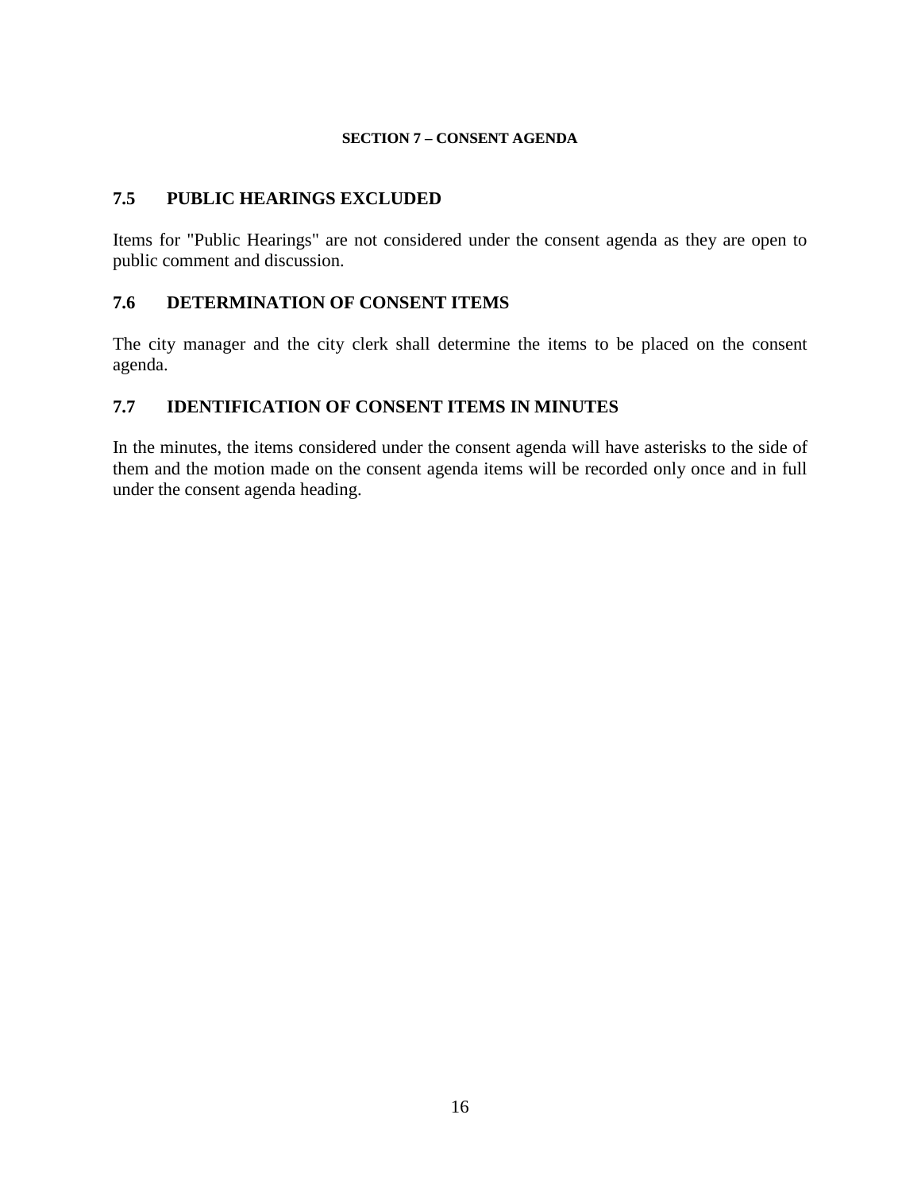## SECTION 7 – CONSENT AGENDA

### 7.5 PUBLIC HEARINGS EXCLUDED

Items for "Public Hearings" are not considered under the consent agenda as they are open to public comment and discussion.

### 7.6 DETERMINATION OF CONSENT ITEMS

The city manager and the city clerk shall determine the items to be placed on the consent agenda.

### 7.7 IDENTIFICATION OF CONSENT ITEMS IN MINUTES

In the minutes, the items considered under the consent agenda will have asterisks to the side of them and the motion made on the consent agenda items will be recorded only once and in full under the consent agenda heading.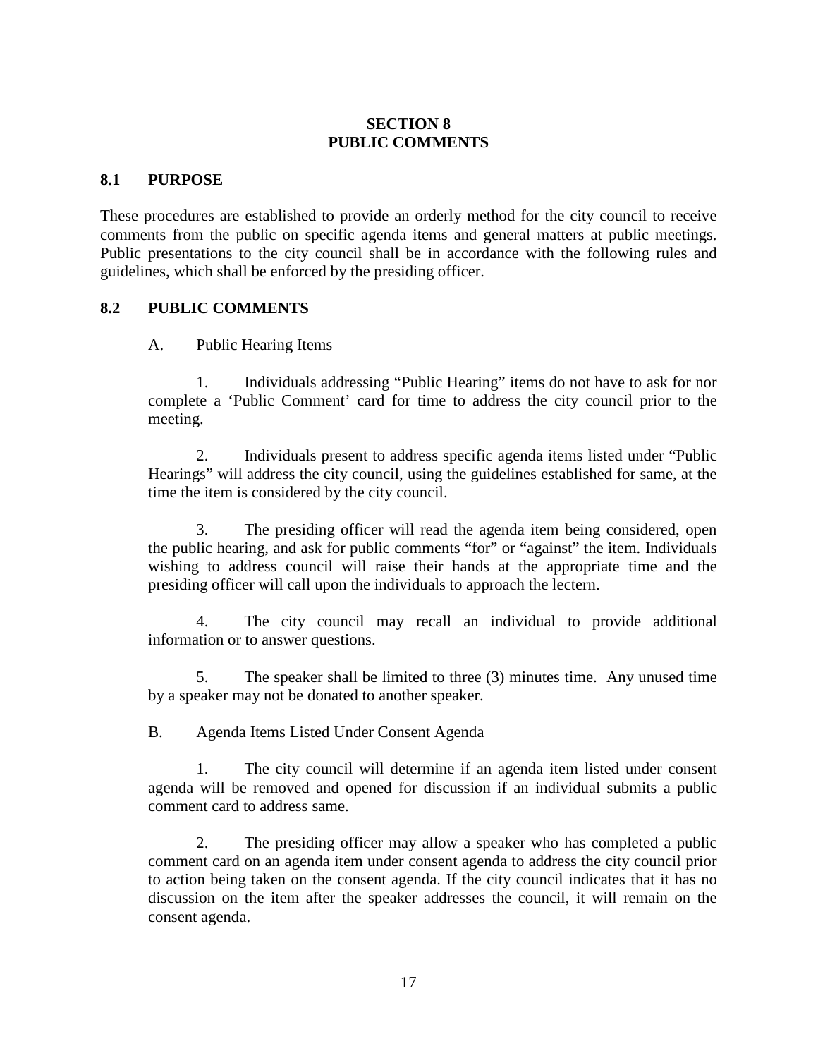# SECTION 8
# PUBLIC COMMENTS

## 8.1 PURPOSE

These procedures are established to provide an orderly method for the city council to receive comments from the public on specific agenda items and general matters at public meetings. Public presentations to the city council shall be in accordance with the following rules and guidelines, which shall be enforced by the presiding officer.

## 8.2 PUBLIC COMMENTS

A. Public Hearing Items

1. Individuals addressing "Public Hearing" items do not have to ask for nor complete a 'Public Comment' card for time to address the city council prior to the meeting.

2. Individuals present to address specific agenda items listed under "Public Hearings" will address the city council, using the guidelines established for same, at the time the item is considered by the city council.

3. The presiding officer will read the agenda item being considered, open the public hearing, and ask for public comments "for" or "against" the item. Individuals wishing to address council will raise their hands at the appropriate time and the presiding officer will call upon the individuals to approach the lectern.

4. The city council may recall an individual to provide additional information or to answer questions.

5. The speaker shall be limited to three (3) minutes time. Any unused time by a speaker may not be donated to another speaker.

B. Agenda Items Listed Under Consent Agenda

1. The city council will determine if an agenda item listed under consent agenda will be removed and opened for discussion if an individual submits a public comment card to address same.

2. The presiding officer may allow a speaker who has completed a public comment card on an agenda item under consent agenda to address the city council prior to action being taken on the consent agenda. If the city council indicates that it has no discussion on the item after the speaker addresses the council, it will remain on the consent agenda.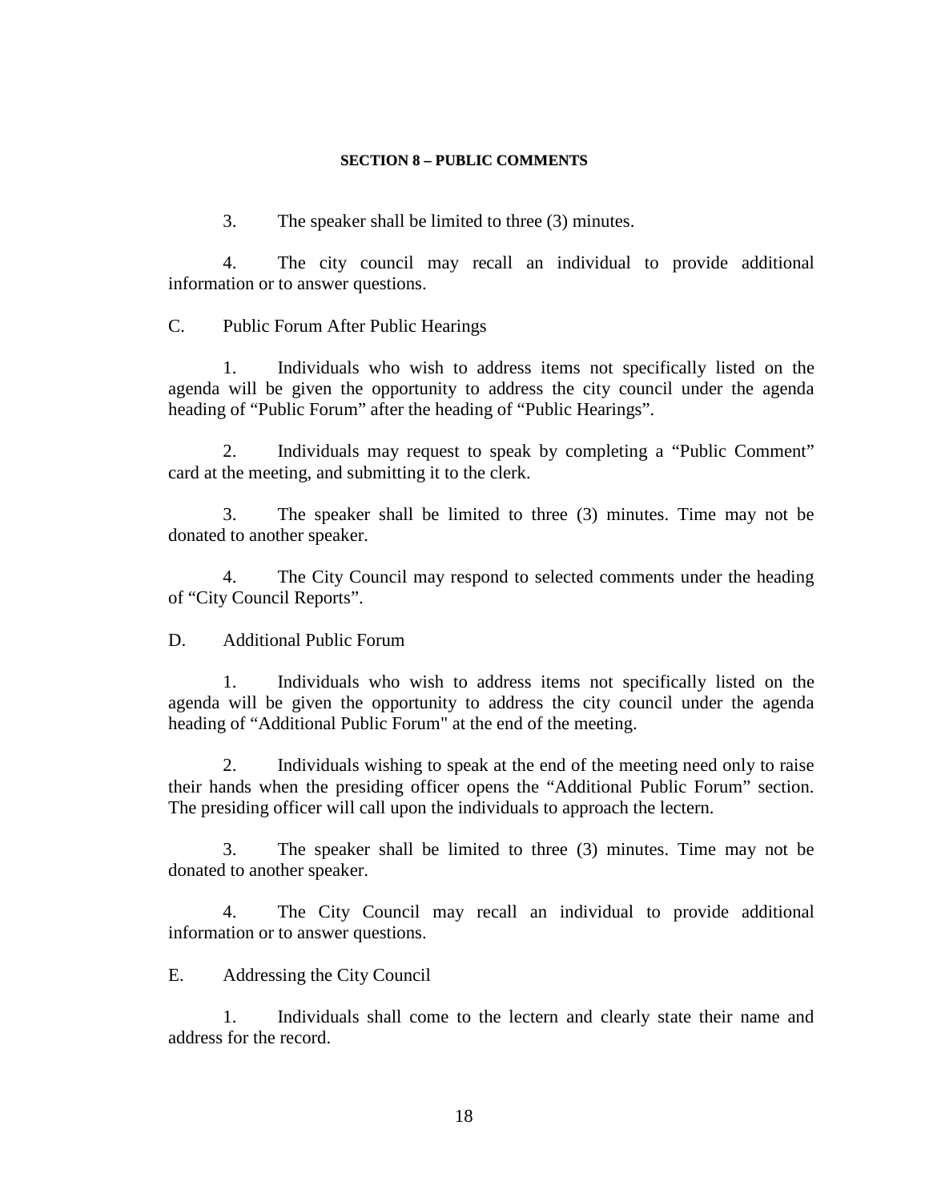**SECTION 8 – PUBLIC COMMENTS**

3. The speaker shall be limited to three (3) minutes.

4. The city council may recall an individual to provide additional information or to answer questions.

C. Public Forum After Public Hearings

1. Individuals who wish to address items not specifically listed on the agenda will be given the opportunity to address the city council under the agenda heading of "Public Forum" after the heading of "Public Hearings".

2. Individuals may request to speak by completing a "Public Comment" card at the meeting, and submitting it to the clerk.

3. The speaker shall be limited to three (3) minutes. Time may not be donated to another speaker.

4. The City Council may respond to selected comments under the heading of "City Council Reports".

D. Additional Public Forum

1. Individuals who wish to address items not specifically listed on the agenda will be given the opportunity to address the city council under the agenda heading of "Additional Public Forum" at the end of the meeting.

2. Individuals wishing to speak at the end of the meeting need only to raise their hands when the presiding officer opens the "Additional Public Forum" section. The presiding officer will call upon the individuals to approach the lectern.

3. The speaker shall be limited to three (3) minutes. Time may not be donated to another speaker.

4. The City Council may recall an individual to provide additional information or to answer questions.

E. Addressing the City Council

1. Individuals shall come to the lectern and clearly state their name and address for the record.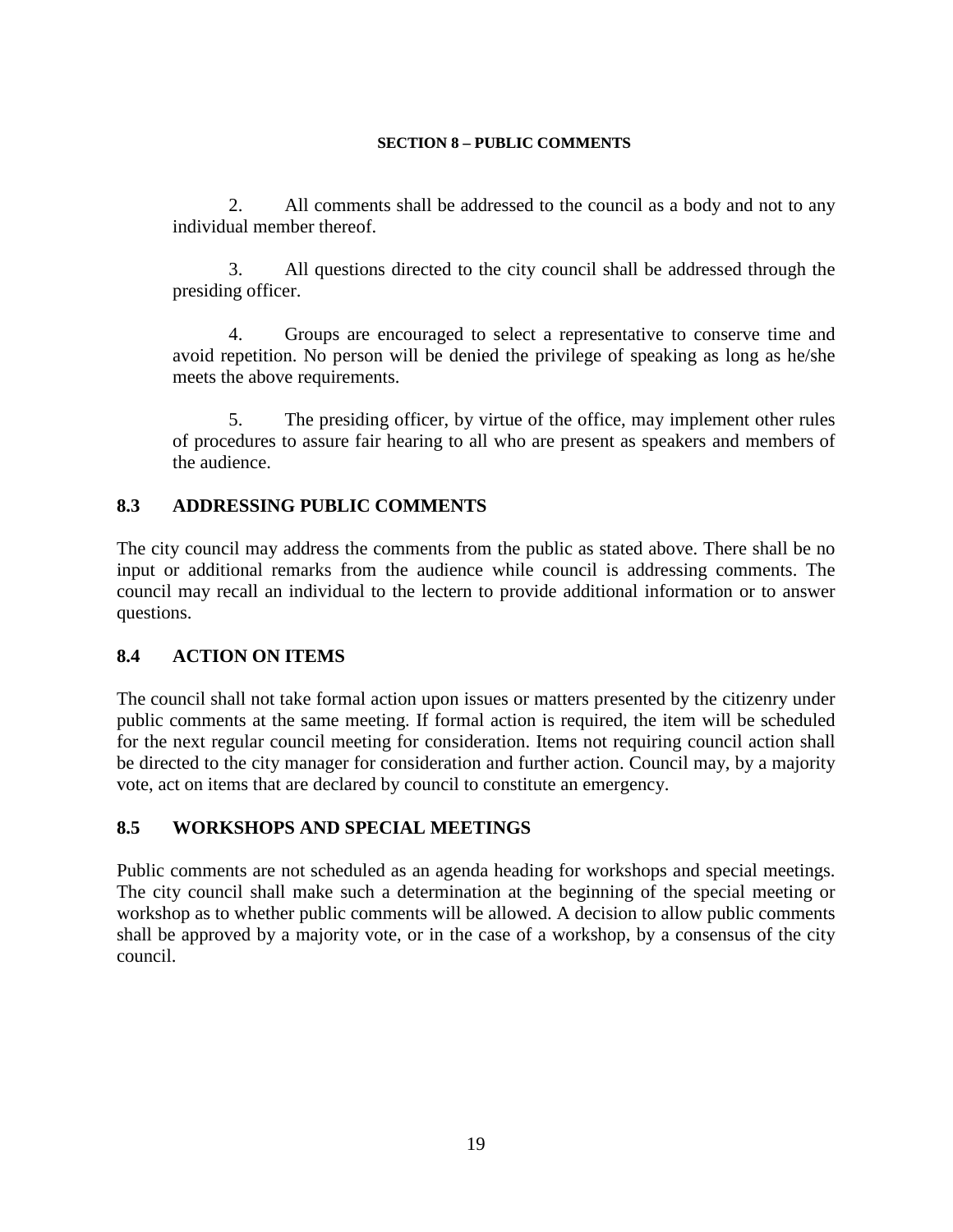**SECTION 8 – PUBLIC COMMENTS**

2. All comments shall be addressed to the council as a body and not to any individual member thereof.

3. All questions directed to the city council shall be addressed through the presiding officer.

4. Groups are encouraged to select a representative to conserve time and avoid repetition. No person will be denied the privilege of speaking as long as he/she meets the above requirements.

5. The presiding officer, by virtue of the office, may implement other rules of procedures to assure fair hearing to all who are present as speakers and members of the audience.

## 8.3 ADDRESSING PUBLIC COMMENTS

The city council may address the comments from the public as stated above. There shall be no input or additional remarks from the audience while council is addressing comments. The council may recall an individual to the lectern to provide additional information or to answer questions.

## 8.4 ACTION ON ITEMS

The council shall not take formal action upon issues or matters presented by the citizenry under public comments at the same meeting. If formal action is required, the item will be scheduled for the next regular council meeting for consideration. Items not requiring council action shall be directed to the city manager for consideration and further action. Council may, by a majority vote, act on items that are declared by council to constitute an emergency.

## 8.5 WORKSHOPS AND SPECIAL MEETINGS

Public comments are not scheduled as an agenda heading for workshops and special meetings. The city council shall make such a determination at the beginning of the special meeting or workshop as to whether public comments will be allowed. A decision to allow public comments shall be approved by a majority vote, or in the case of a workshop, by a consensus of the city council.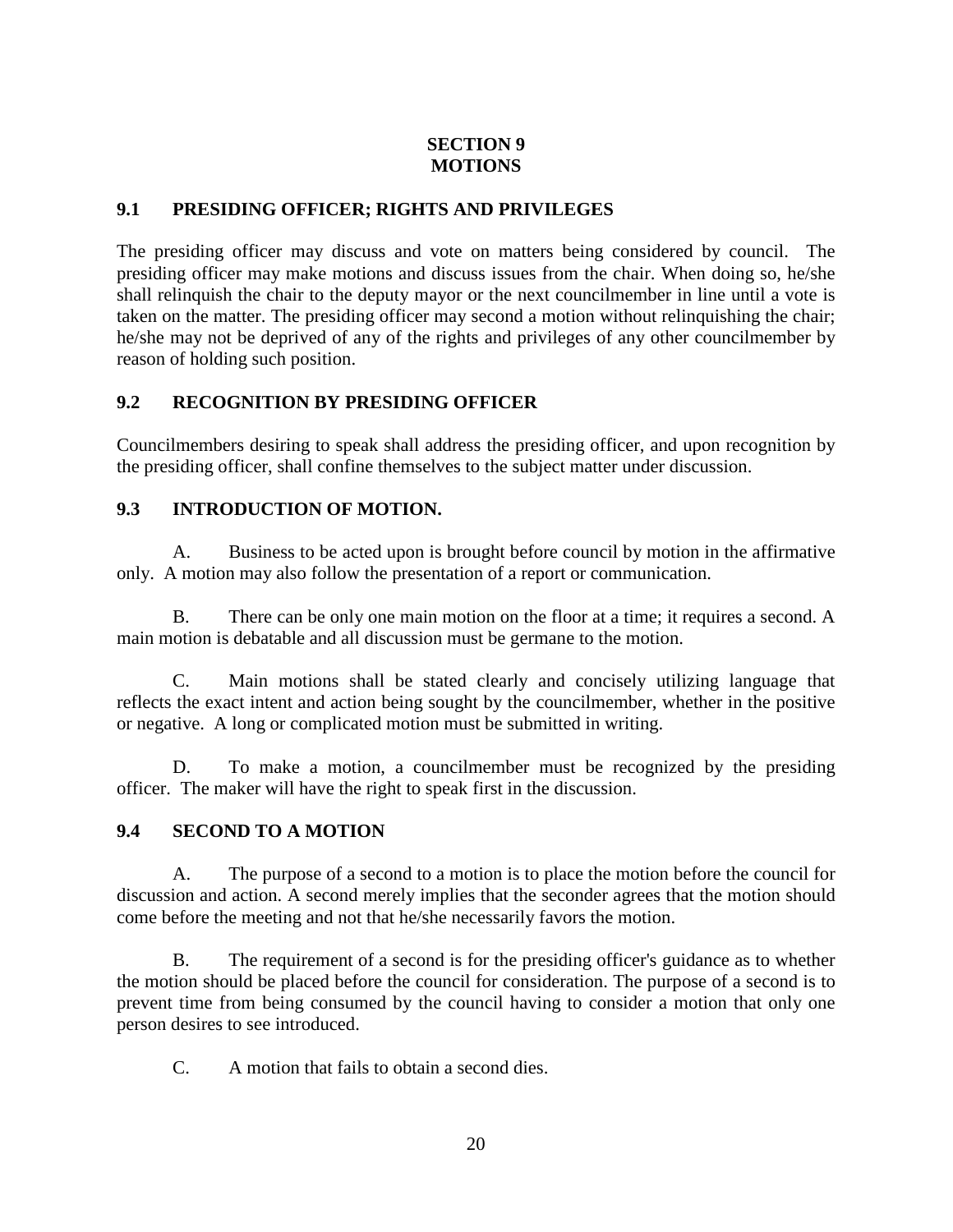# SECTION 9
# MOTIONS

## 9.1 PRESIDING OFFICER; RIGHTS AND PRIVILEGES

The presiding officer may discuss and vote on matters being considered by council. The presiding officer may make motions and discuss issues from the chair. When doing so, he/she shall relinquish the chair to the deputy mayor or the next councilmember in line until a vote is taken on the matter. The presiding officer may second a motion without relinquishing the chair; he/she may not be deprived of any of the rights and privileges of any other councilmember by reason of holding such position.

## 9.2 RECOGNITION BY PRESIDING OFFICER

Councilmembers desiring to speak shall address the presiding officer, and upon recognition by the presiding officer, shall confine themselves to the subject matter under discussion.

## 9.3 INTRODUCTION OF MOTION.

A. Business to be acted upon is brought before council by motion in the affirmative only. A motion may also follow the presentation of a report or communication.

B. There can be only one main motion on the floor at a time; it requires a second. A main motion is debatable and all discussion must be germane to the motion.

C. Main motions shall be stated clearly and concisely utilizing language that reflects the exact intent and action being sought by the councilmember, whether in the positive or negative. A long or complicated motion must be submitted in writing.

D. To make a motion, a councilmember must be recognized by the presiding officer. The maker will have the right to speak first in the discussion.

## 9.4 SECOND TO A MOTION

A. The purpose of a second to a motion is to place the motion before the council for discussion and action. A second merely implies that the seconder agrees that the motion should come before the meeting and not that he/she necessarily favors the motion.

B. The requirement of a second is for the presiding officer's guidance as to whether the motion should be placed before the council for consideration. The purpose of a second is to prevent time from being consumed by the council having to consider a motion that only one person desires to see introduced.

C. A motion that fails to obtain a second dies.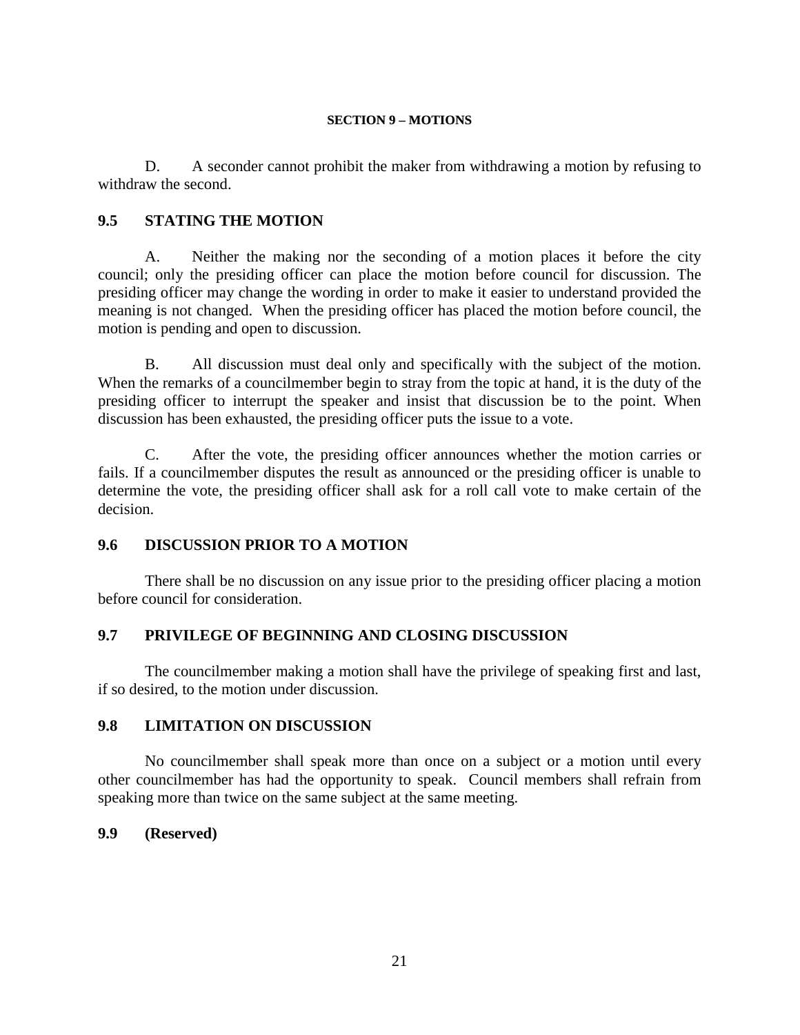D. A seconder cannot prohibit the maker from withdrawing a motion by refusing to withdraw the second.

## 9.5 STATING THE MOTION

A. Neither the making nor the seconding of a motion places it before the city council; only the presiding officer can place the motion before council for discussion. The presiding officer may change the wording in order to make it easier to understand provided the meaning is not changed. When the presiding officer has placed the motion before council, the motion is pending and open to discussion.

B. All discussion must deal only and specifically with the subject of the motion. When the remarks of a councilmember begin to stray from the topic at hand, it is the duty of the presiding officer to interrupt the speaker and insist that discussion be to the point. When discussion has been exhausted, the presiding officer puts the issue to a vote.

C. After the vote, the presiding officer announces whether the motion carries or fails. If a councilmember disputes the result as announced or the presiding officer is unable to determine the vote, the presiding officer shall ask for a roll call vote to make certain of the decision.

## 9.6 DISCUSSION PRIOR TO A MOTION

There shall be no discussion on any issue prior to the presiding officer placing a motion before council for consideration.

## 9.7 PRIVILEGE OF BEGINNING AND CLOSING DISCUSSION

The councilmember making a motion shall have the privilege of speaking first and last, if so desired, to the motion under discussion.

## 9.8 LIMITATION ON DISCUSSION

No councilmember shall speak more than once on a subject or a motion until every other councilmember has had the opportunity to speak. Council members shall refrain from speaking more than twice on the same subject at the same meeting.

## 9.9 (Reserved)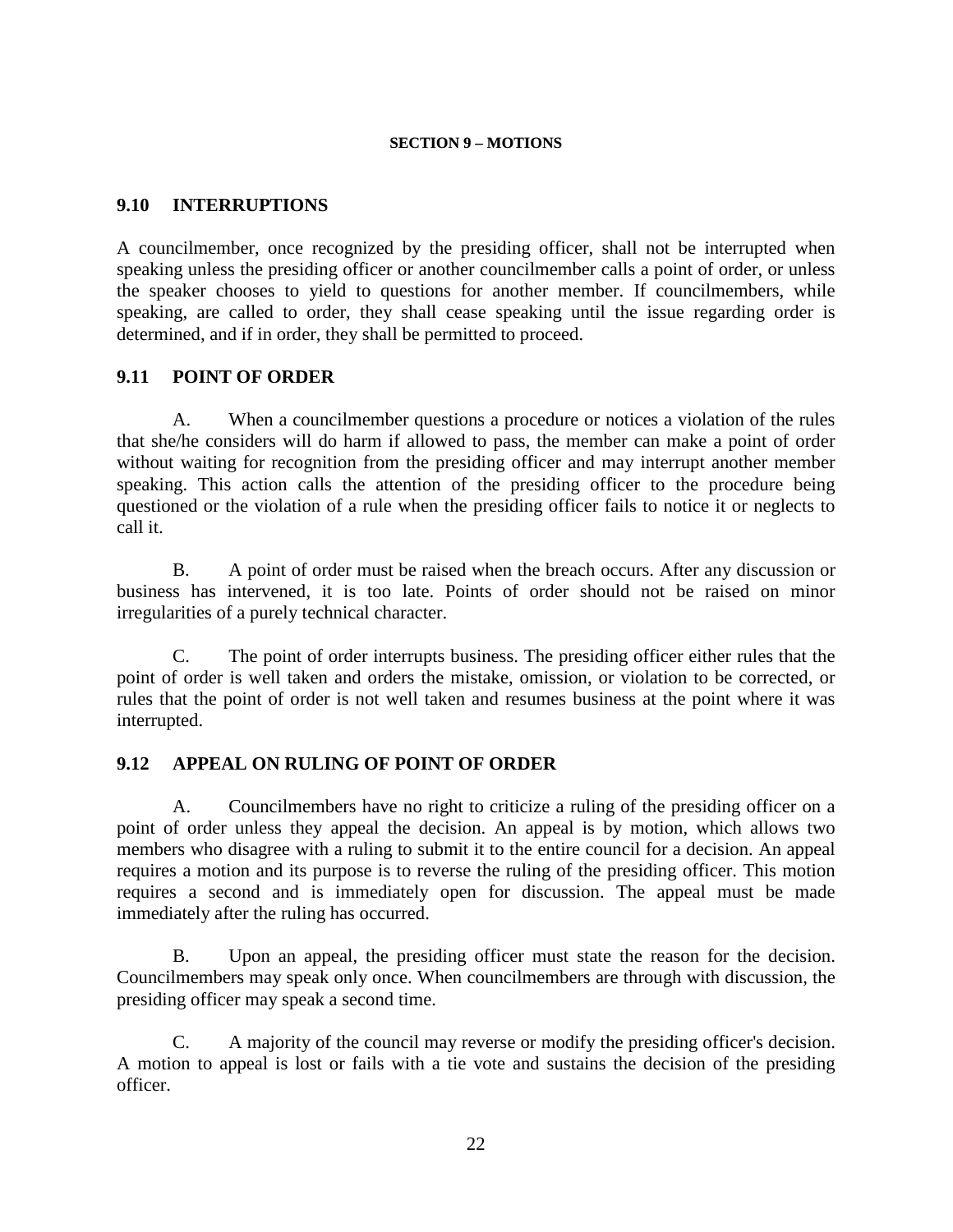## SECTION 9 – MOTIONS

### 9.10 INTERRUPTIONS

A councilmember, once recognized by the presiding officer, shall not be interrupted when speaking unless the presiding officer or another councilmember calls a point of order, or unless the speaker chooses to yield to questions for another member. If councilmembers, while speaking, are called to order, they shall cease speaking until the issue regarding order is determined, and if in order, they shall be permitted to proceed.

### 9.11 POINT OF ORDER

A. When a councilmember questions a procedure or notices a violation of the rules that she/he considers will do harm if allowed to pass, the member can make a point of order without waiting for recognition from the presiding officer and may interrupt another member speaking. This action calls the attention of the presiding officer to the procedure being questioned or the violation of a rule when the presiding officer fails to notice it or neglects to call it.

B. A point of order must be raised when the breach occurs. After any discussion or business has intervened, it is too late. Points of order should not be raised on minor irregularities of a purely technical character.

C. The point of order interrupts business. The presiding officer either rules that the point of order is well taken and orders the mistake, omission, or violation to be corrected, or rules that the point of order is not well taken and resumes business at the point where it was interrupted.

### 9.12 APPEAL ON RULING OF POINT OF ORDER

A. Councilmembers have no right to criticize a ruling of the presiding officer on a point of order unless they appeal the decision. An appeal is by motion, which allows two members who disagree with a ruling to submit it to the entire council for a decision. An appeal requires a motion and its purpose is to reverse the ruling of the presiding officer. This motion requires a second and is immediately open for discussion. The appeal must be made immediately after the ruling has occurred.

B. Upon an appeal, the presiding officer must state the reason for the decision. Councilmembers may speak only once. When councilmembers are through with discussion, the presiding officer may speak a second time.

C. A majority of the council may reverse or modify the presiding officer's decision. A motion to appeal is lost or fails with a tie vote and sustains the decision of the presiding officer.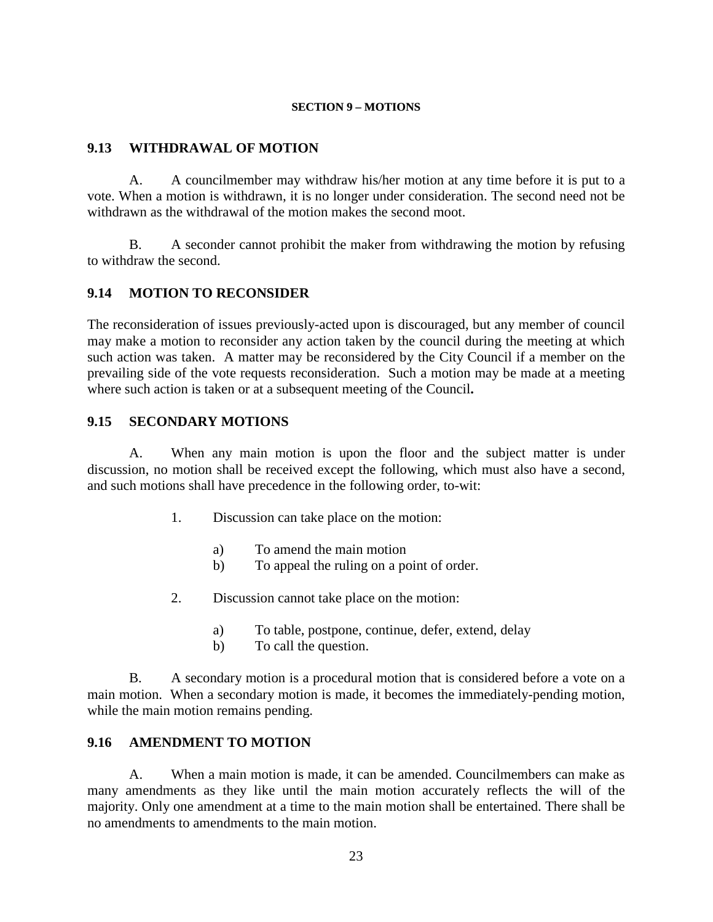## SECTION 9 – MOTIONS

### 9.13 WITHDRAWAL OF MOTION

A. A councilmember may withdraw his/her motion at any time before it is put to a vote. When a motion is withdrawn, it is no longer under consideration. The second need not be withdrawn as the withdrawal of the motion makes the second moot.

B. A seconder cannot prohibit the maker from withdrawing the motion by refusing to withdraw the second.

### 9.14 MOTION TO RECONSIDER

The reconsideration of issues previously-acted upon is discouraged, but any member of council may make a motion to reconsider any action taken by the council during the meeting at which such action was taken. A matter may be reconsidered by the City Council if a member on the prevailing side of the vote requests reconsideration. Such a motion may be made at a meeting where such action is taken or at a subsequent meeting of the Council**.**

### 9.15 SECONDARY MOTIONS

A. When any main motion is upon the floor and the subject matter is under discussion, no motion shall be received except the following, which must also have a second, and such motions shall have precedence in the following order, to-wit:

1. Discussion can take place on the motion:
   - a) To amend the main motion
   - b) To appeal the ruling on a point of order.
2. Discussion cannot take place on the motion:
   - a) To table, postpone, continue, defer, extend, delay
   - b) To call the question.

B. A secondary motion is a procedural motion that is considered before a vote on a main motion. When a secondary motion is made, it becomes the immediately-pending motion, while the main motion remains pending.

### 9.16 AMENDMENT TO MOTION

A. When a main motion is made, it can be amended. Councilmembers can make as many amendments as they like until the main motion accurately reflects the will of the majority. Only one amendment at a time to the main motion shall be entertained. There shall be no amendments to amendments to the main motion.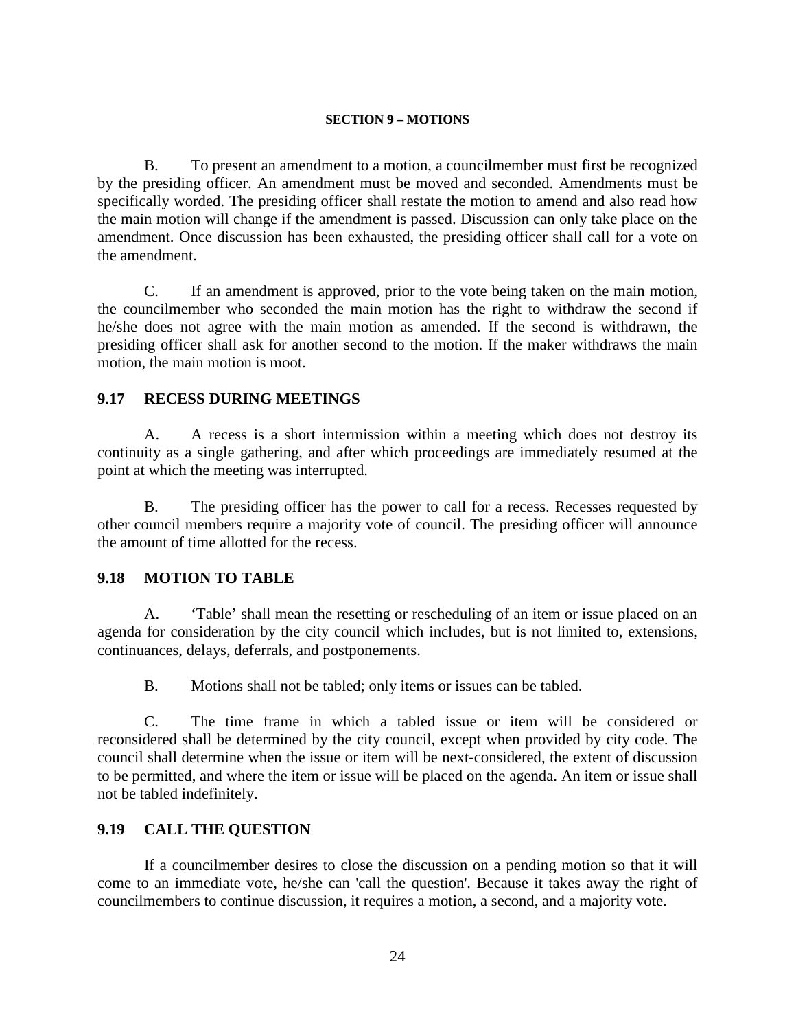**SECTION 9 – MOTIONS**

B. To present an amendment to a motion, a councilmember must first be recognized by the presiding officer. An amendment must be moved and seconded. Amendments must be specifically worded. The presiding officer shall restate the motion to amend and also read how the main motion will change if the amendment is passed. Discussion can only take place on the amendment. Once discussion has been exhausted, the presiding officer shall call for a vote on the amendment.

C. If an amendment is approved, prior to the vote being taken on the main motion, the councilmember who seconded the main motion has the right to withdraw the second if he/she does not agree with the main motion as amended. If the second is withdrawn, the presiding officer shall ask for another second to the motion. If the maker withdraws the main motion, the main motion is moot.

## 9.17 RECESS DURING MEETINGS

A. A recess is a short intermission within a meeting which does not destroy its continuity as a single gathering, and after which proceedings are immediately resumed at the point at which the meeting was interrupted.

B. The presiding officer has the power to call for a recess. Recesses requested by other council members require a majority vote of council. The presiding officer will announce the amount of time allotted for the recess.

## 9.18 MOTION TO TABLE

A. 'Table' shall mean the resetting or rescheduling of an item or issue placed on an agenda for consideration by the city council which includes, but is not limited to, extensions, continuances, delays, deferrals, and postponements.

B. Motions shall not be tabled; only items or issues can be tabled.

C. The time frame in which a tabled issue or item will be considered or reconsidered shall be determined by the city council, except when provided by city code. The council shall determine when the issue or item will be next-considered, the extent of discussion to be permitted, and where the item or issue will be placed on the agenda. An item or issue shall not be tabled indefinitely.

## 9.19 CALL THE QUESTION

If a councilmember desires to close the discussion on a pending motion so that it will come to an immediate vote, he/she can 'call the question'. Because it takes away the right of councilmembers to continue discussion, it requires a motion, a second, and a majority vote.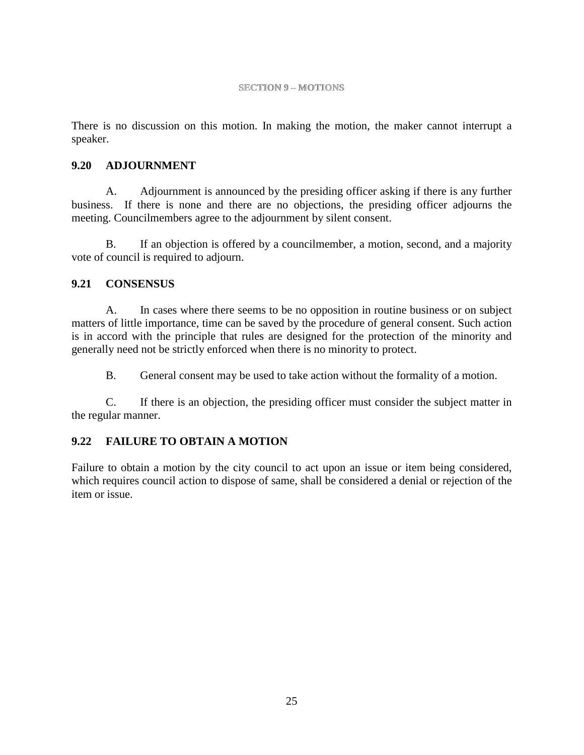There is no discussion on this motion. In making the motion, the maker cannot interrupt a speaker.

### 9.20 ADJOURNMENT

A. Adjournment is announced by the presiding officer asking if there is any further business. If there is none and there are no objections, the presiding officer adjourns the meeting. Councilmembers agree to the adjournment by silent consent.

B. If an objection is offered by a councilmember, a motion, second, and a majority vote of council is required to adjourn.

### 9.21 CONSENSUS

A. In cases where there seems to be no opposition in routine business or on subject matters of little importance, time can be saved by the procedure of general consent. Such action is in accord with the principle that rules are designed for the protection of the minority and generally need not be strictly enforced when there is no minority to protect.

B. General consent may be used to take action without the formality of a motion.

C. If there is an objection, the presiding officer must consider the subject matter in the regular manner.

### 9.22 FAILURE TO OBTAIN A MOTION

Failure to obtain a motion by the city council to act upon an issue or item being considered, which requires council action to dispose of same, shall be considered a denial or rejection of the item or issue.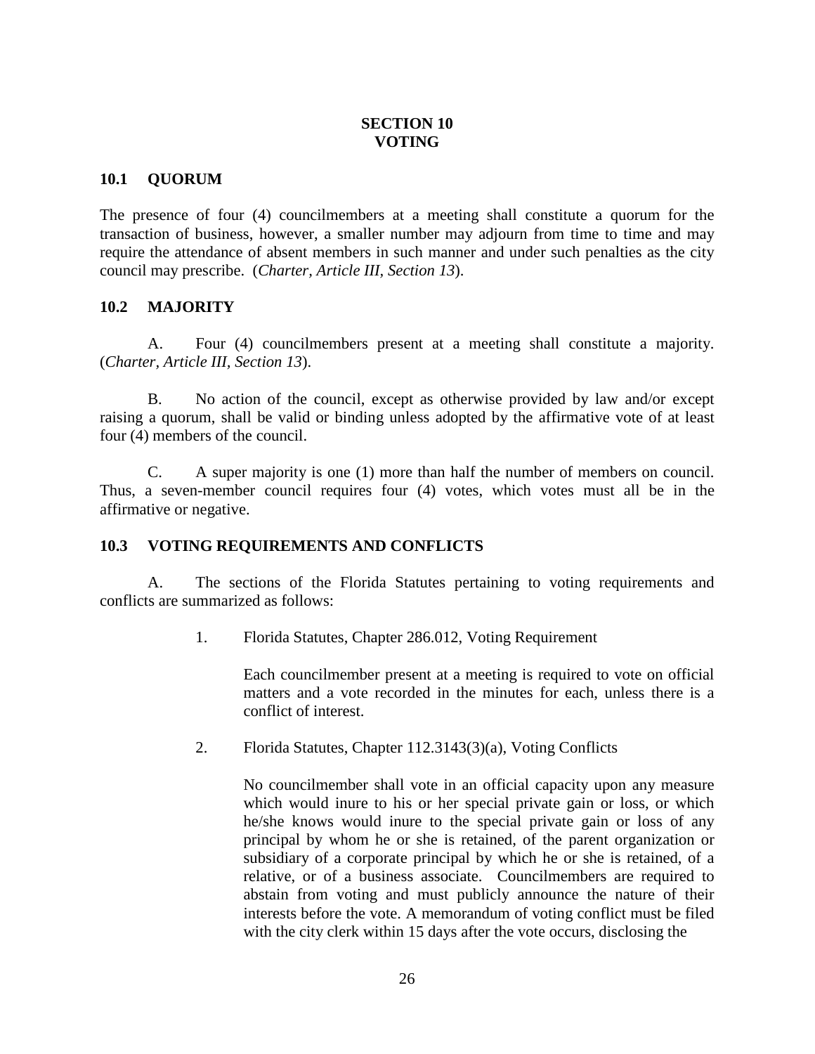# SECTION 10
# VOTING

## 10.1 QUORUM

The presence of four (4) councilmembers at a meeting shall constitute a quorum for the transaction of business, however, a smaller number may adjourn from time to time and may require the attendance of absent members in such manner and under such penalties as the city council may prescribe. (*Charter, Article III, Section 13*).

## 10.2 MAJORITY

A. Four (4) councilmembers present at a meeting shall constitute a majority. (*Charter, Article III, Section 13*).

B. No action of the council, except as otherwise provided by law and/or except raising a quorum, shall be valid or binding unless adopted by the affirmative vote of at least four (4) members of the council.

C. A super majority is one (1) more than half the number of members on council. Thus, a seven-member council requires four (4) votes, which votes must all be in the affirmative or negative.

## 10.3 VOTING REQUIREMENTS AND CONFLICTS

A. The sections of the Florida Statutes pertaining to voting requirements and conflicts are summarized as follows:

1. Florida Statutes, Chapter 286.012, Voting Requirement

   Each councilmember present at a meeting is required to vote on official matters and a vote recorded in the minutes for each, unless there is a conflict of interest.

2. Florida Statutes, Chapter 112.3143(3)(a), Voting Conflicts

   No councilmember shall vote in an official capacity upon any measure which would inure to his or her special private gain or loss, or which he/she knows would inure to the special private gain or loss of any principal by whom he or she is retained, of the parent organization or subsidiary of a corporate principal by which he or she is retained, of a relative, or of a business associate. Councilmembers are required to abstain from voting and must publicly announce the nature of their interests before the vote. A memorandum of voting conflict must be filed with the city clerk within 15 days after the vote occurs, disclosing the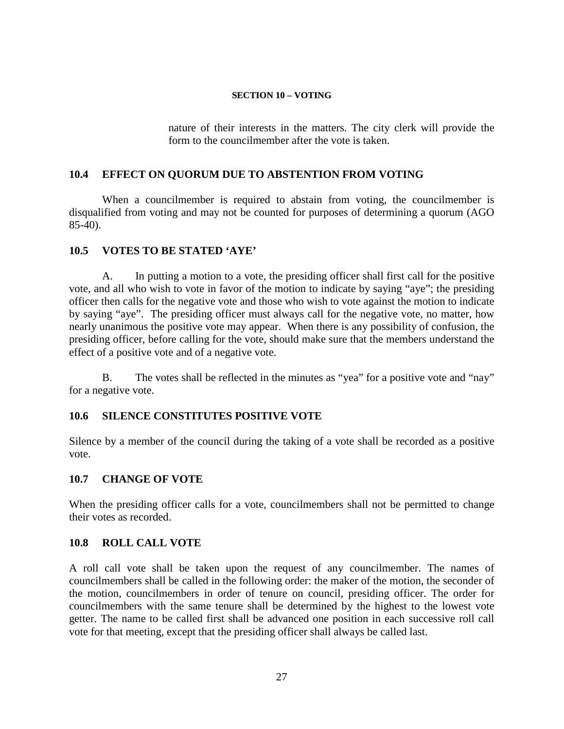nature of their interests in the matters. The city clerk will provide the form to the councilmember after the vote is taken.

## 10.4 EFFECT ON QUORUM DUE TO ABSTENTION FROM VOTING

When a councilmember is required to abstain from voting, the councilmember is disqualified from voting and may not be counted for purposes of determining a quorum (AGO 85-40).

## 10.5 VOTES TO BE STATED 'AYE'

A. In putting a motion to a vote, the presiding officer shall first call for the positive vote, and all who wish to vote in favor of the motion to indicate by saying "aye"; the presiding officer then calls for the negative vote and those who wish to vote against the motion to indicate by saying "aye". The presiding officer must always call for the negative vote, no matter, how nearly unanimous the positive vote may appear. When there is any possibility of confusion, the presiding officer, before calling for the vote, should make sure that the members understand the effect of a positive vote and of a negative vote.

B. The votes shall be reflected in the minutes as "yea" for a positive vote and "nay" for a negative vote.

## 10.6 SILENCE CONSTITUTES POSITIVE VOTE

Silence by a member of the council during the taking of a vote shall be recorded as a positive vote.

## 10.7 CHANGE OF VOTE

When the presiding officer calls for a vote, councilmembers shall not be permitted to change their votes as recorded.

## 10.8 ROLL CALL VOTE

A roll call vote shall be taken upon the request of any councilmember. The names of councilmembers shall be called in the following order: the maker of the motion, the seconder of the motion, councilmembers in order of tenure on council, presiding officer. The order for councilmembers with the same tenure shall be determined by the highest to the lowest vote getter. The name to be called first shall be advanced one position in each successive roll call vote for that meeting, except that the presiding officer shall always be called last.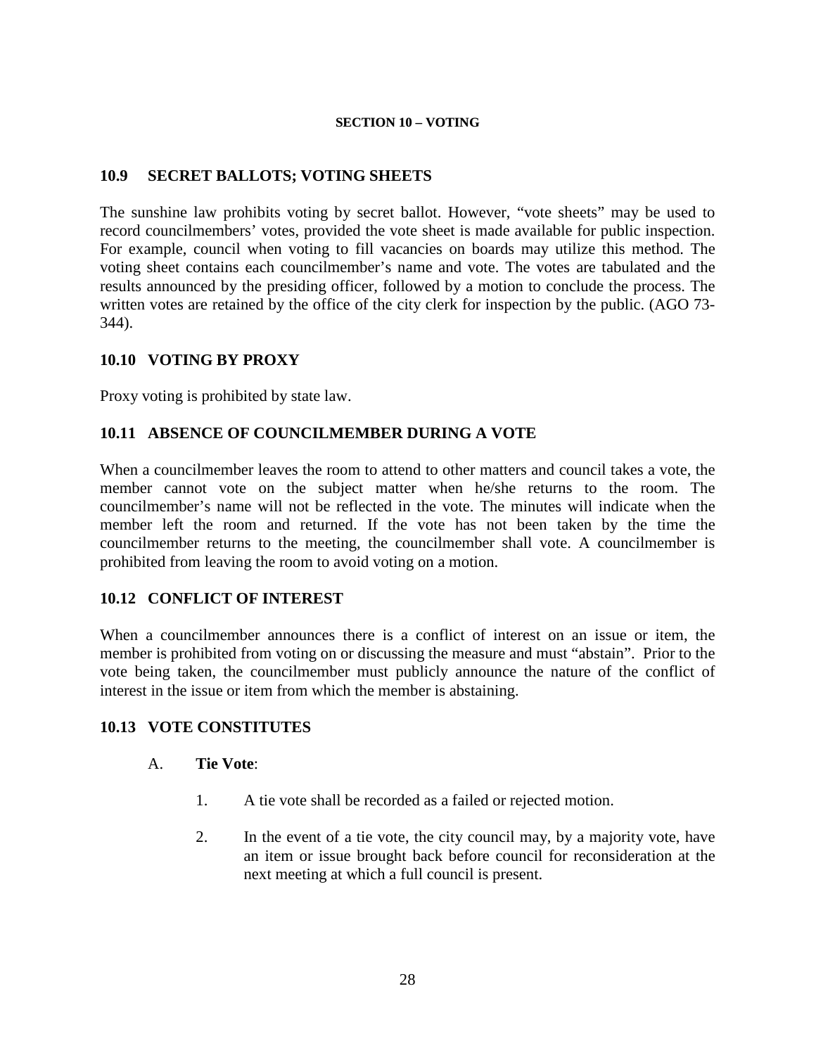## SECTION 10 – VOTING

### 10.9 SECRET BALLOTS; VOTING SHEETS

The sunshine law prohibits voting by secret ballot. However, "vote sheets" may be used to record councilmembers' votes, provided the vote sheet is made available for public inspection. For example, council when voting to fill vacancies on boards may utilize this method. The voting sheet contains each councilmember's name and vote. The votes are tabulated and the results announced by the presiding officer, followed by a motion to conclude the process. The written votes are retained by the office of the city clerk for inspection by the public. (AGO 73-344).

### 10.10 VOTING BY PROXY

Proxy voting is prohibited by state law.

### 10.11 ABSENCE OF COUNCILMEMBER DURING A VOTE

When a councilmember leaves the room to attend to other matters and council takes a vote, the member cannot vote on the subject matter when he/she returns to the room. The councilmember's name will not be reflected in the vote. The minutes will indicate when the member left the room and returned. If the vote has not been taken by the time the councilmember returns to the meeting, the councilmember shall vote. A councilmember is prohibited from leaving the room to avoid voting on a motion.

### 10.12 CONFLICT OF INTEREST

When a councilmember announces there is a conflict of interest on an issue or item, the member is prohibited from voting on or discussing the measure and must "abstain". Prior to the vote being taken, the councilmember must publicly announce the nature of the conflict of interest in the issue or item from which the member is abstaining.

### 10.13 VOTE CONSTITUTES

A. **Tie Vote**:

1. A tie vote shall be recorded as a failed or rejected motion.

2. In the event of a tie vote, the city council may, by a majority vote, have an item or issue brought back before council for reconsideration at the next meeting at which a full council is present.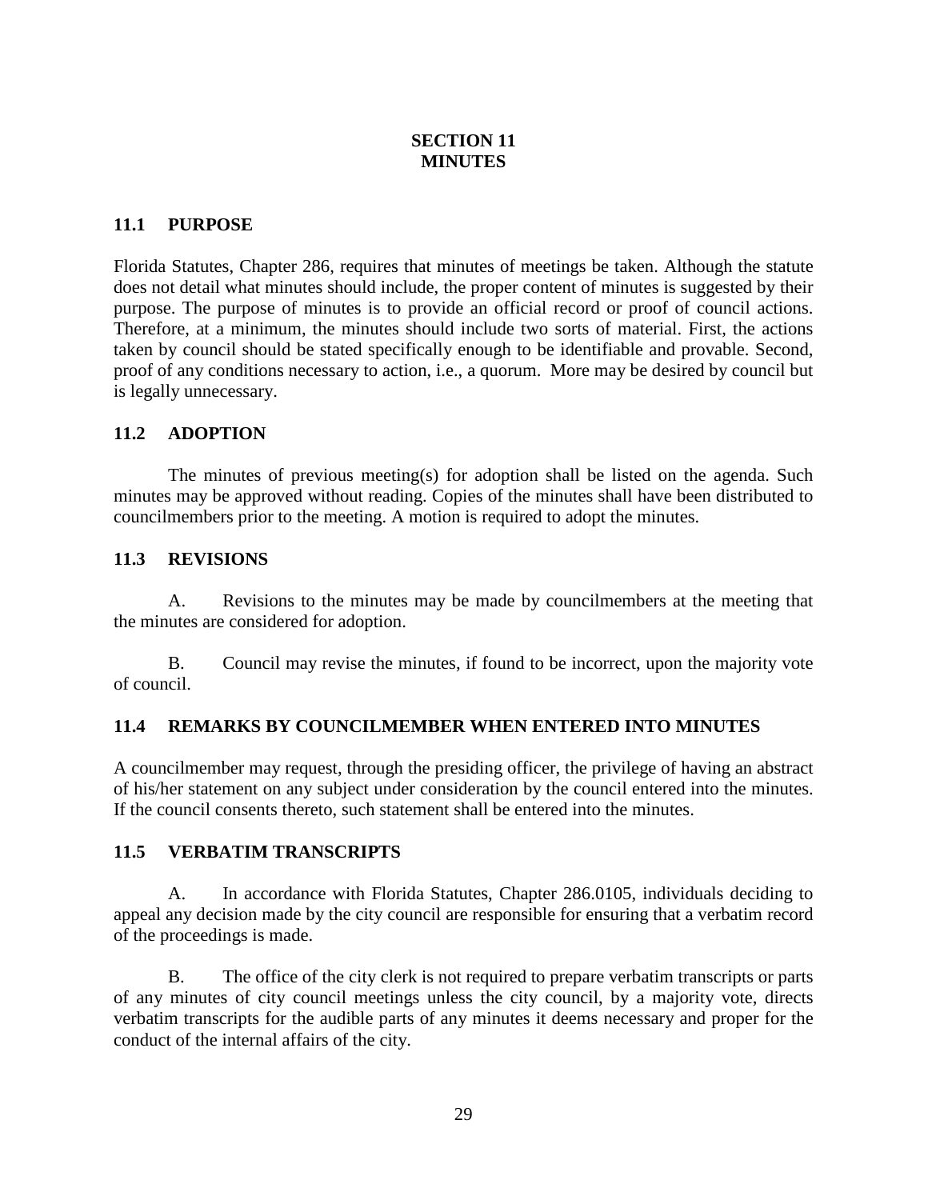# SECTION 11
# MINUTES

## 11.1 PURPOSE

Florida Statutes, Chapter 286, requires that minutes of meetings be taken. Although the statute does not detail what minutes should include, the proper content of minutes is suggested by their purpose. The purpose of minutes is to provide an official record or proof of council actions. Therefore, at a minimum, the minutes should include two sorts of material. First, the actions taken by council should be stated specifically enough to be identifiable and provable. Second, proof of any conditions necessary to action, i.e., a quorum. More may be desired by council but is legally unnecessary.

## 11.2 ADOPTION

The minutes of previous meeting(s) for adoption shall be listed on the agenda. Such minutes may be approved without reading. Copies of the minutes shall have been distributed to councilmembers prior to the meeting. A motion is required to adopt the minutes.

## 11.3 REVISIONS

A. Revisions to the minutes may be made by councilmembers at the meeting that the minutes are considered for adoption.

B. Council may revise the minutes, if found to be incorrect, upon the majority vote of council.

## 11.4 REMARKS BY COUNCILMEMBER WHEN ENTERED INTO MINUTES

A councilmember may request, through the presiding officer, the privilege of having an abstract of his/her statement on any subject under consideration by the council entered into the minutes. If the council consents thereto, such statement shall be entered into the minutes.

## 11.5 VERBATIM TRANSCRIPTS

A. In accordance with Florida Statutes, Chapter 286.0105, individuals deciding to appeal any decision made by the city council are responsible for ensuring that a verbatim record of the proceedings is made.

B. The office of the city clerk is not required to prepare verbatim transcripts or parts of any minutes of city council meetings unless the city council, by a majority vote, directs verbatim transcripts for the audible parts of any minutes it deems necessary and proper for the conduct of the internal affairs of the city.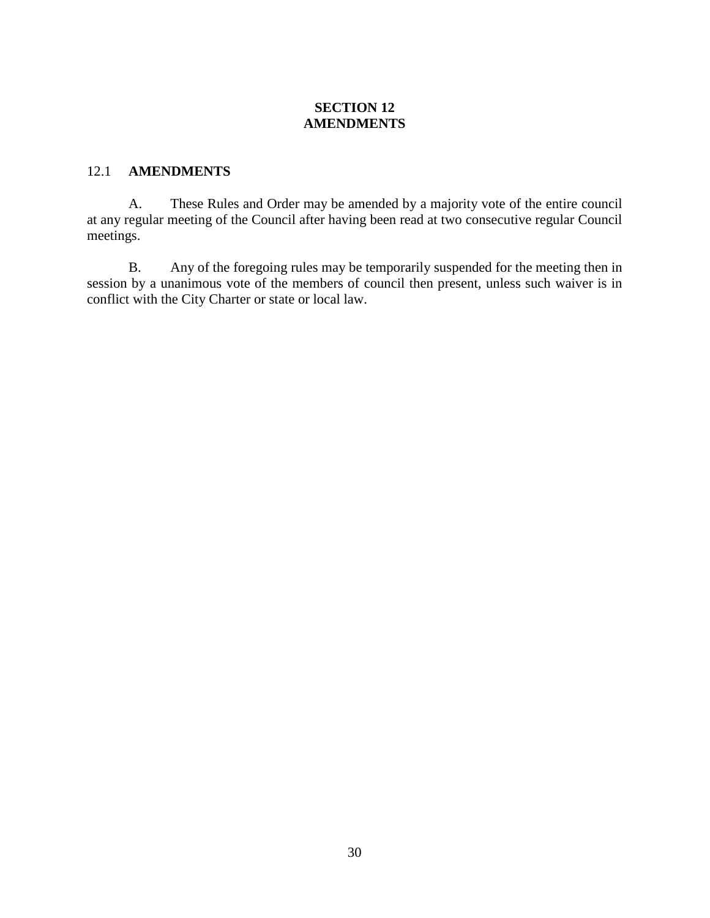# SECTION 12
# AMENDMENTS

## 12.1 AMENDMENTS

A. These Rules and Order may be amended by a majority vote of the entire council at any regular meeting of the Council after having been read at two consecutive regular Council meetings.

B. Any of the foregoing rules may be temporarily suspended for the meeting then in session by a unanimous vote of the members of council then present, unless such waiver is in conflict with the City Charter or state or local law.